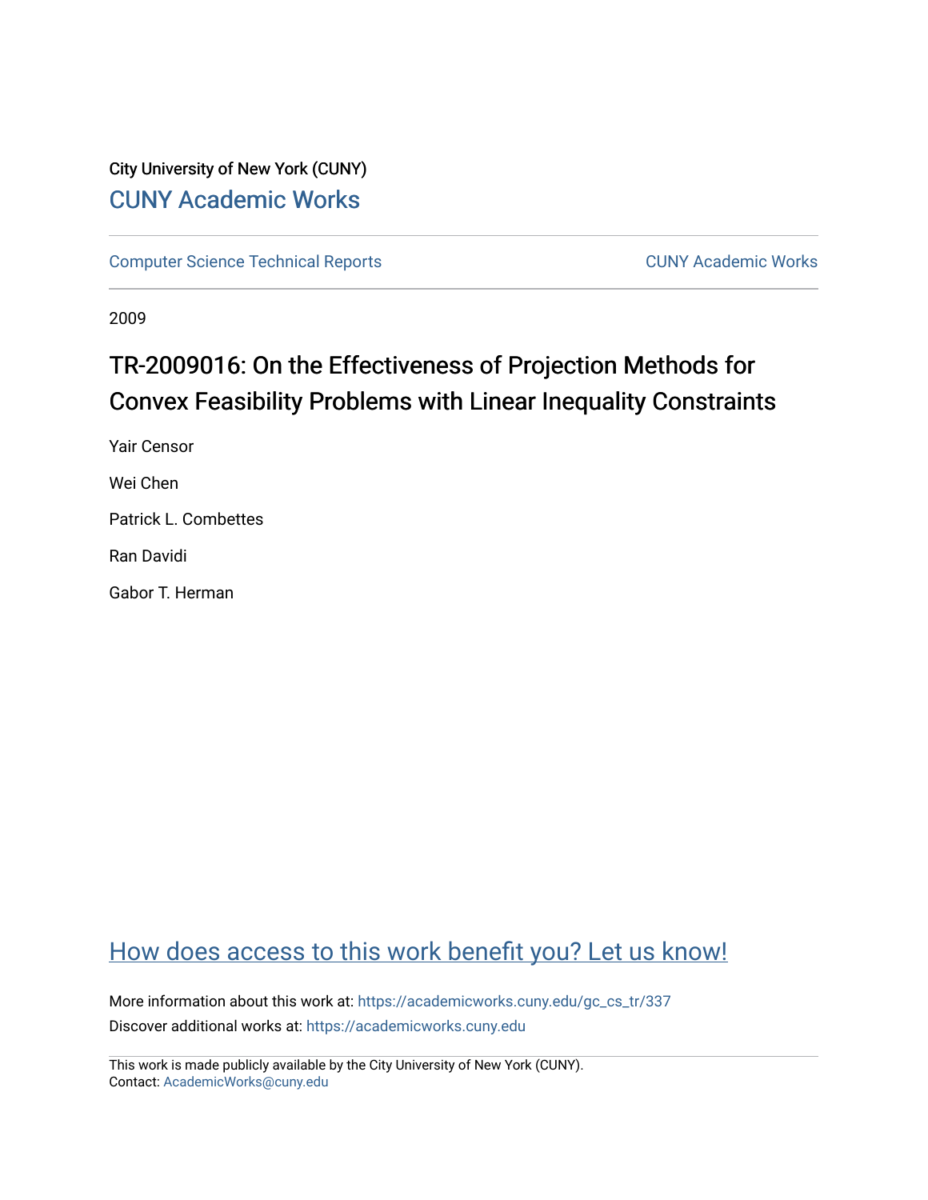City University of New York (CUNY)

CUNY Academic Works

Computer Science Technical Reports | CUNY Academic Works

2009

# TR-2009016: On the Effectiveness of Projection Methods for Convex Feasibility Problems with Linear Inequality Constraints

Yair Censor

Wei Chen

Patrick L. Combettes

Ran Davidi

Gabor T. Herman

How does access to this work benefit you? Let us know!

More information about this work at: https://academicworks.cuny.edu/gc_cs_tr/337

Discover additional works at: https://academicworks.cuny.edu

This work is made publicly available by the City University of New York (CUNY).
Contact: AcademicWorks@cuny.edu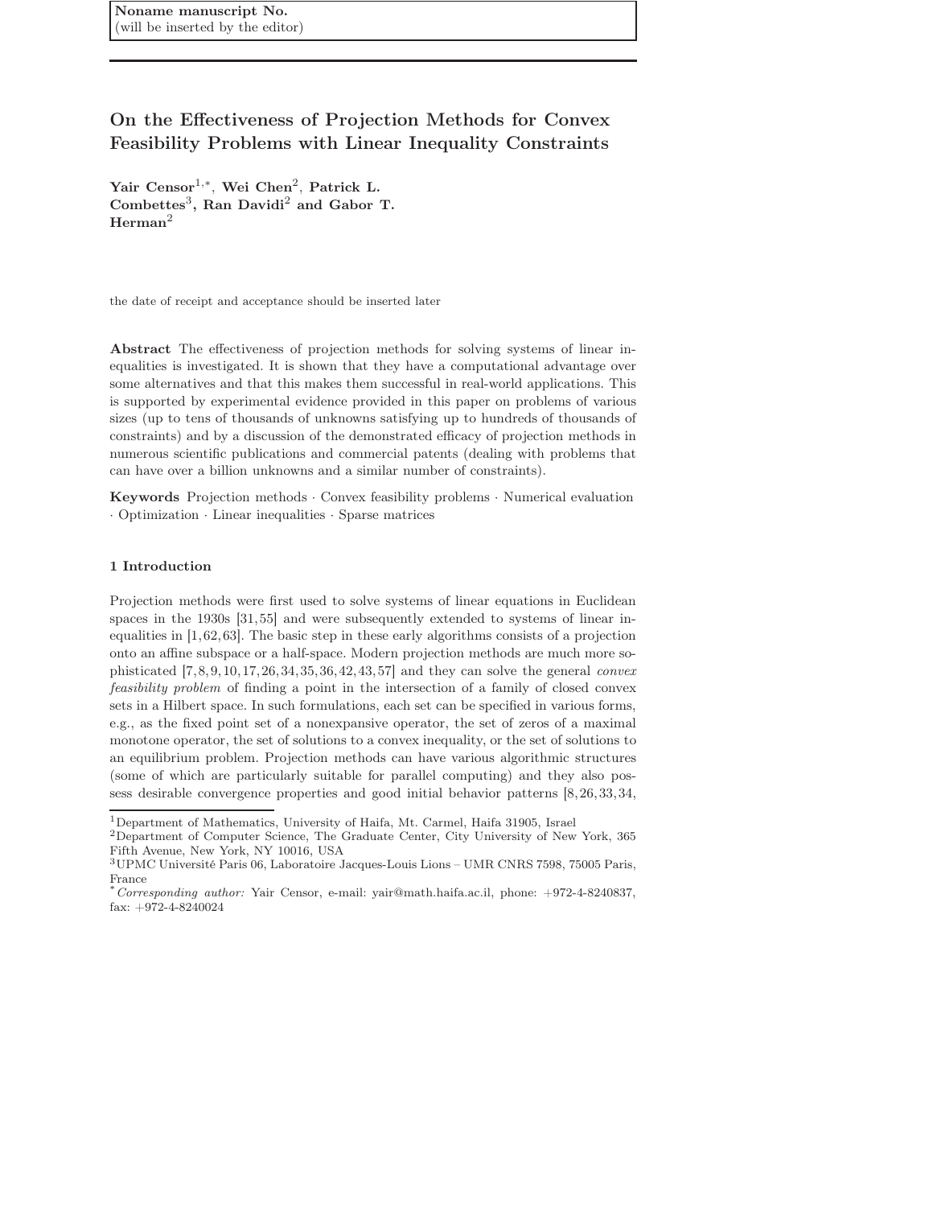Noname manuscript No.
(will be inserted by the editor)

# On the Effectiveness of Projection Methods for Convex Feasibility Problems with Linear Inequality Constraints

**Yair Censor**[1,*], **Wei Chen**[2], **Patrick L. Combettes**[3], **Ran Davidi**[2] **and Gabor T. Herman**[2]

the date of receipt and acceptance should be inserted later

**Abstract** The effectiveness of projection methods for solving systems of linear inequalities is investigated. It is shown that they have a computational advantage over some alternatives and that this makes them successful in real-world applications. This is supported by experimental evidence provided in this paper on problems of various sizes (up to tens of thousands of unknowns satisfying up to hundreds of thousands of constraints) and by a discussion of the demonstrated efficacy of projection methods in numerous scientific publications and commercial patents (dealing with problems that can have over a billion unknowns and a similar number of constraints).

**Keywords** Projection methods · Convex feasibility problems · Numerical evaluation · Optimization · Linear inequalities · Sparse matrices

## 1 Introduction

Projection methods were first used to solve systems of linear equations in Euclidean spaces in the 1930s [31,55] and were subsequently extended to systems of linear inequalities in [1,62,63]. The basic step in these early algorithms consists of a projection onto an affine subspace or a half-space. Modern projection methods are much more sophisticated [7,8,9,10,17,26,34,35,36,42,43,57] and they can solve the general *convex feasibility problem* of finding a point in the intersection of a family of closed convex sets in a Hilbert space. In such formulations, each set can be specified in various forms, e.g., as the fixed point set of a nonexpansive operator, the set of zeros of a maximal monotone operator, the set of solutions to a convex inequality, or the set of solutions to an equilibrium problem. Projection methods can have various algorithmic structures (some of which are particularly suitable for parallel computing) and they also possess desirable convergence properties and good initial behavior patterns [8,26,33,34,

[1]Department of Mathematics, University of Haifa, Mt. Carmel, Haifa 31905, Israel
[2]Department of Computer Science, The Graduate Center, City University of New York, 365 Fifth Avenue, New York, NY 10016, USA
[3]UPMC Université Paris 06, Laboratoire Jacques-Louis Lions – UMR CNRS 7598, 75005 Paris, France
[*]*Corresponding author:* Yair Censor, e-mail: yair@math.haifa.ac.il, phone: +972-4-8240837, fax: +972-4-8240024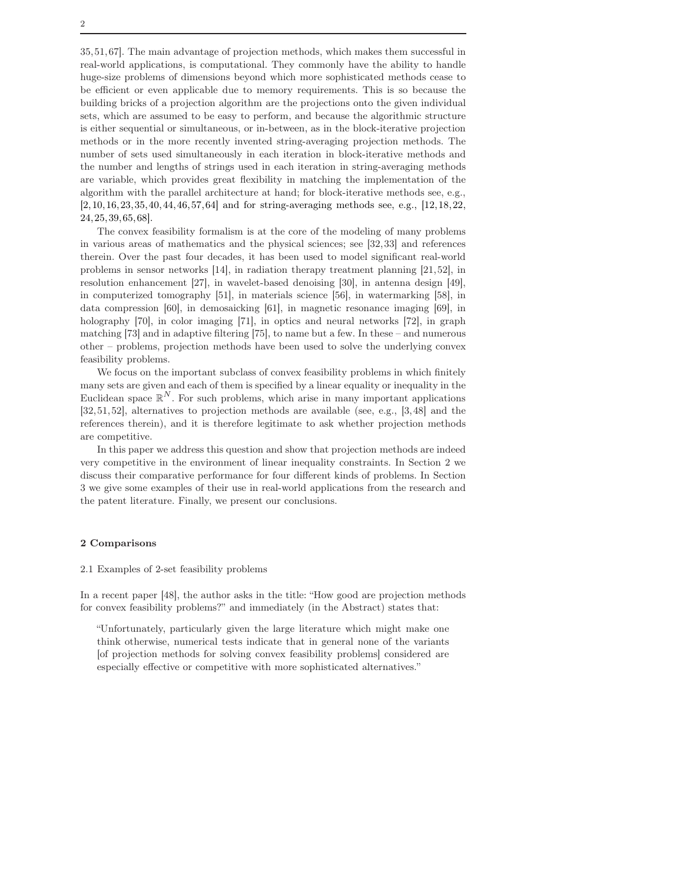35, 51, 67]. The main advantage of projection methods, which makes them successful in real-world applications, is computational. They commonly have the ability to handle huge-size problems of dimensions beyond which more sophisticated methods cease to be efficient or even applicable due to memory requirements. This is so because the building bricks of a projection algorithm are the projections onto the given individual sets, which are assumed to be easy to perform, and because the algorithmic structure is either sequential or simultaneous, or in-between, as in the block-iterative projection methods or in the more recently invented string-averaging projection methods. The number of sets used simultaneously in each iteration in block-iterative methods and the number and lengths of strings used in each iteration in string-averaging methods are variable, which provides great flexibility in matching the implementation of the algorithm with the parallel architecture at hand; for block-iterative methods see, e.g., [2, 10, 16, 23, 35, 40, 44, 46, 57, 64] and for string-averaging methods see, e.g., [12, 18, 22, 24, 25, 39, 65, 68].

The convex feasibility formalism is at the core of the modeling of many problems in various areas of mathematics and the physical sciences; see [32, 33] and references therein. Over the past four decades, it has been used to model significant real-world problems in sensor networks [14], in radiation therapy treatment planning [21, 52], in resolution enhancement [27], in wavelet-based denoising [30], in antenna design [49], in computerized tomography [51], in materials science [56], in watermarking [58], in data compression [60], in demosaicking [61], in magnetic resonance imaging [69], in holography [70], in color imaging [71], in optics and neural networks [72], in graph matching [73] and in adaptive filtering [75], to name but a few. In these – and numerous other – problems, projection methods have been used to solve the underlying convex feasibility problems.

We focus on the important subclass of convex feasibility problems in which finitely many sets are given and each of them is specified by a linear equality or inequality in the Euclidean space $\mathbb{R}^N$. For such problems, which arise in many important applications [32, 51, 52], alternatives to projection methods are available (see, e.g., [3, 48] and the references therein), and it is therefore legitimate to ask whether projection methods are competitive.

In this paper we address this question and show that projection methods are indeed very competitive in the environment of linear inequality constraints. In Section 2 we discuss their comparative performance for four different kinds of problems. In Section 3 we give some examples of their use in real-world applications from the research and the patent literature. Finally, we present our conclusions.

## 2 Comparisons

### 2.1 Examples of 2-set feasibility problems

In a recent paper [48], the author asks in the title: "How good are projection methods for convex feasibility problems?" and immediately (in the Abstract) states that:

> "Unfortunately, particularly given the large literature which might make one think otherwise, numerical tests indicate that in general none of the variants [of projection methods for solving convex feasibility problems] considered are especially effective or competitive with more sophisticated alternatives."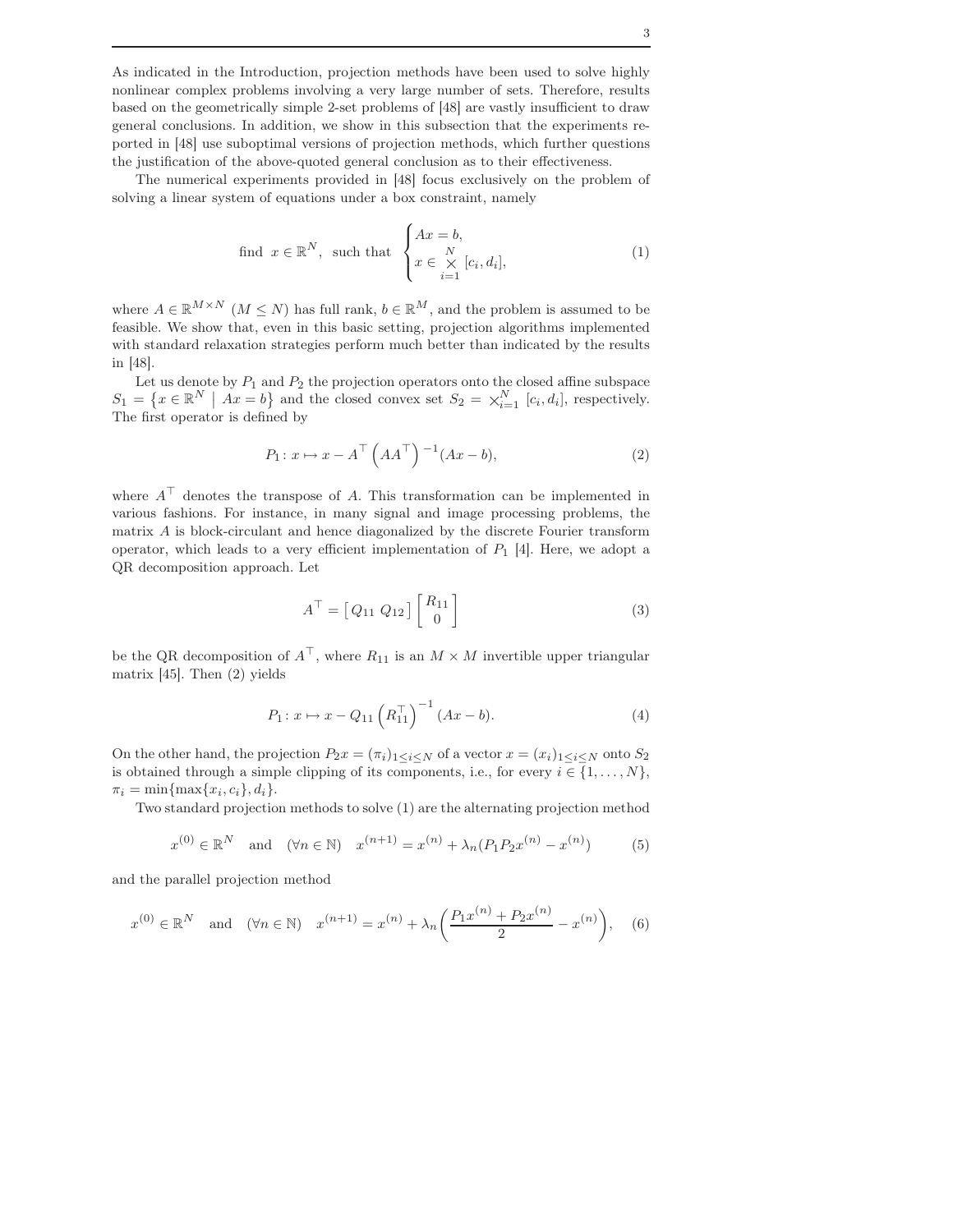As indicated in the Introduction, projection methods have been used to solve highly nonlinear complex problems involving a very large number of sets. Therefore, results based on the geometrically simple 2-set problems of [48] are vastly insufficient to draw general conclusions. In addition, we show in this subsection that the experiments reported in [48] use suboptimal versions of projection methods, which further questions the justification of the above-quoted general conclusion as to their effectiveness.

The numerical experiments provided in [48] focus exclusively on the problem of solving a linear system of equations under a box constraint, namely

$$\text{find } x \in \mathbb{R}^N, \text{ such that } \begin{cases} Ax = b, \\ x \in \bigtimes_{i=1}^{N} [c_i, d_i], \end{cases} \tag{1}$$

where $A \in \mathbb{R}^{M \times N}$ $(M \leq N)$ has full rank, $b \in \mathbb{R}^M$, and the problem is assumed to be feasible. We show that, even in this basic setting, projection algorithms implemented with standard relaxation strategies perform much better than indicated by the results in [48].

Let us denote by $P_1$ and $P_2$ the projection operators onto the closed affine subspace $S_1 = \{x \in \mathbb{R}^N \mid Ax = b\}$ and the closed convex set $S_2 = \bigtimes_{i=1}^{N} [c_i, d_i]$, respectively. The first operator is defined by

$$P_1 \colon x \mapsto x - A^\top \left(AA^\top\right)^{-1}(Ax - b), \tag{2}$$

where $A^\top$ denotes the transpose of $A$. This transformation can be implemented in various fashions. For instance, in many signal and image processing problems, the matrix $A$ is block-circulant and hence diagonalized by the discrete Fourier transform operator, which leads to a very efficient implementation of $P_1$ [4]. Here, we adopt a QR decomposition approach. Let

$$A^\top = \begin{bmatrix} Q_{11} \ Q_{12} \end{bmatrix} \begin{bmatrix} R_{11} \\ 0 \end{bmatrix} \tag{3}$$

be the QR decomposition of $A^\top$, where $R_{11}$ is an $M \times M$ invertible upper triangular matrix [45]. Then (2) yields

$$P_1 \colon x \mapsto x - Q_{11} \left(R_{11}^\top\right)^{-1} (Ax - b). \tag{4}$$

On the other hand, the projection $P_2 x = (\pi_i)_{1 \leq i \leq N}$ of a vector $x = (x_i)_{1 \leq i \leq N}$ onto $S_2$ is obtained through a simple clipping of its components, i.e., for every $i \in \{1, \ldots, N\}$, $\pi_i = \min\{\max\{x_i, c_i\}, d_i\}$.

Two standard projection methods to solve (1) are the alternating projection method

$$x^{(0)} \in \mathbb{R}^N \quad \text{and} \quad (\forall n \in \mathbb{N}) \quad x^{(n+1)} = x^{(n)} + \lambda_n (P_1 P_2 x^{(n)} - x^{(n)}) \tag{5}$$

and the parallel projection method

$$x^{(0)} \in \mathbb{R}^N \quad \text{and} \quad (\forall n \in \mathbb{N}) \quad x^{(n+1)} = x^{(n)} + \lambda_n \left( \frac{P_1 x^{(n)} + P_2 x^{(n)}}{2} - x^{(n)} \right), \tag{6}$$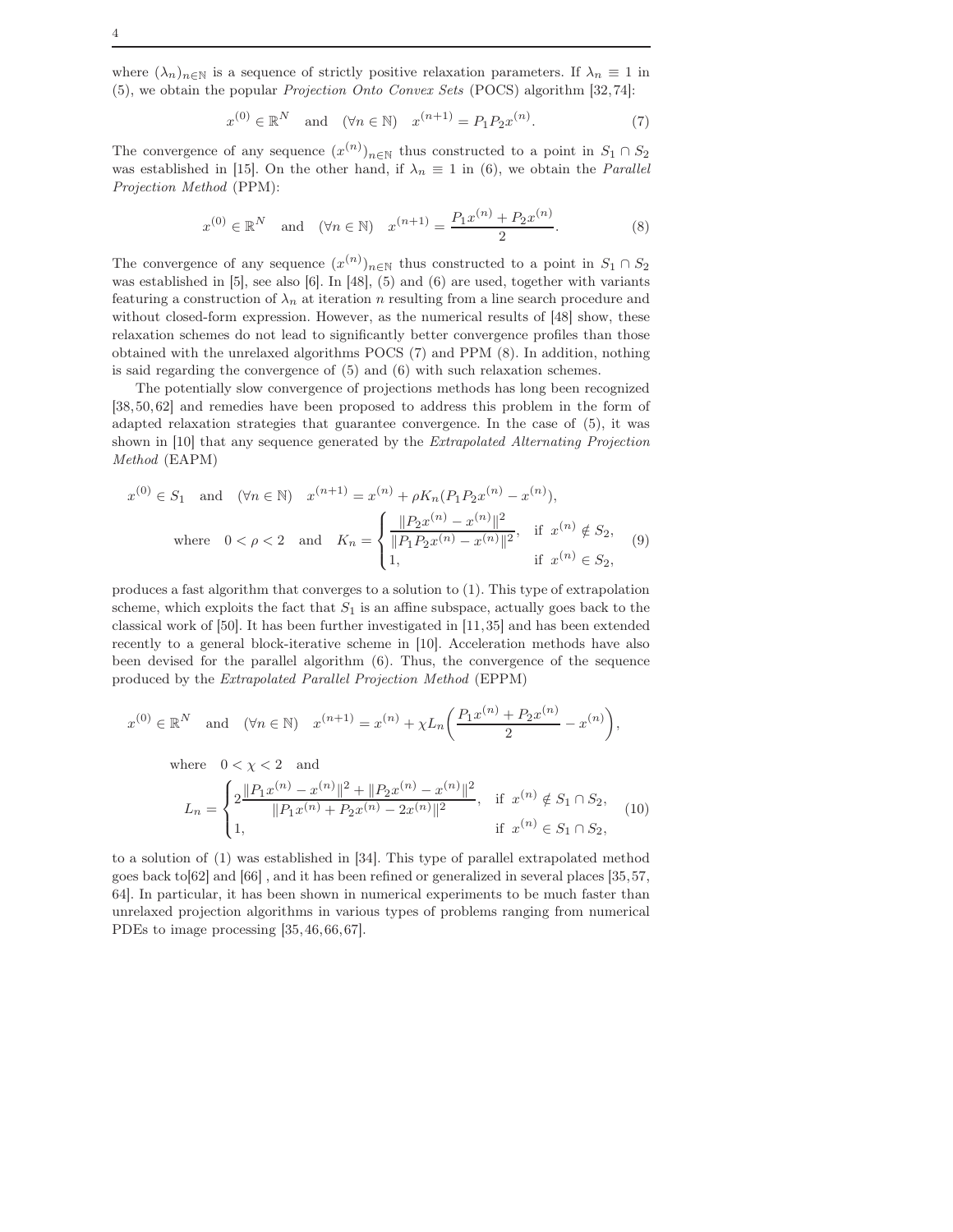where $(\lambda_n)_{n\in\mathbb{N}}$ is a sequence of strictly positive relaxation parameters. If $\lambda_n \equiv 1$ in (5), we obtain the popular *Projection Onto Convex Sets* (POCS) algorithm [32,74]:

$$x^{(0)} \in \mathbb{R}^N \quad \text{and} \quad (\forall n \in \mathbb{N}) \quad x^{(n+1)} = P_1 P_2 x^{(n)}. \tag{7}$$

The convergence of any sequence $(x^{(n)})_{n\in\mathbb{N}}$ thus constructed to a point in $S_1 \cap S_2$ was established in [15]. On the other hand, if $\lambda_n \equiv 1$ in (6), we obtain the *Parallel Projection Method* (PPM):

$$x^{(0)} \in \mathbb{R}^N \quad \text{and} \quad (\forall n \in \mathbb{N}) \quad x^{(n+1)} = \frac{P_1 x^{(n)} + P_2 x^{(n)}}{2}. \tag{8}$$

The convergence of any sequence $(x^{(n)})_{n\in\mathbb{N}}$ thus constructed to a point in $S_1 \cap S_2$ was established in [5], see also [6]. In [48], (5) and (6) are used, together with variants featuring a construction of $\lambda_n$ at iteration $n$ resulting from a line search procedure and without closed-form expression. However, as the numerical results of [48] show, these relaxation schemes do not lead to significantly better convergence profiles than those obtained with the unrelaxed algorithms POCS (7) and PPM (8). In addition, nothing is said regarding the convergence of (5) and (6) with such relaxation schemes.

The potentially slow convergence of projections methods has long been recognized [38,50,62] and remedies have been proposed to address this problem in the form of adapted relaxation strategies that guarantee convergence. In the case of (5), it was shown in [10] that any sequence generated by the *Extrapolated Alternating Projection Method* (EAPM)

$$\begin{aligned} &x^{(0)} \in S_1 \quad \text{and} \quad (\forall n \in \mathbb{N}) \quad x^{(n+1)} = x^{(n)} + \rho K_n (P_1 P_2 x^{(n)} - x^{(n)}), \\ &\qquad \text{where} \quad 0 < \rho < 2 \quad \text{and} \quad K_n = \begin{cases} \dfrac{\|P_2 x^{(n)} - x^{(n)}\|^2}{\|P_1 P_2 x^{(n)} - x^{(n)}\|^2}, & \text{if } x^{(n)} \notin S_2, \\ 1, & \text{if } x^{(n)} \in S_2, \end{cases} \end{aligned} \tag{9}$$

produces a fast algorithm that converges to a solution to (1). This type of extrapolation scheme, which exploits the fact that $S_1$ is an affine subspace, actually goes back to the classical work of [50]. It has been further investigated in [11,35] and has been extended recently to a general block-iterative scheme in [10]. Acceleration methods have also been devised for the parallel algorithm (6). Thus, the convergence of the sequence produced by the *Extrapolated Parallel Projection Method* (EPPM)

$$\begin{aligned} &x^{(0)} \in \mathbb{R}^N \quad \text{and} \quad (\forall n \in \mathbb{N}) \quad x^{(n+1)} = x^{(n)} + \chi L_n \left( \frac{P_1 x^{(n)} + P_2 x^{(n)}}{2} - x^{(n)} \right), \\ &\qquad \text{where} \quad 0 < \chi < 2 \quad \text{and} \\ &\qquad L_n = \begin{cases} 2\dfrac{\|P_1 x^{(n)} - x^{(n)}\|^2 + \|P_2 x^{(n)} - x^{(n)}\|^2}{\|P_1 x^{(n)} + P_2 x^{(n)} - 2x^{(n)}\|^2}, & \text{if } x^{(n)} \notin S_1 \cap S_2, \\ 1, & \text{if } x^{(n)} \in S_1 \cap S_2, \end{cases} \end{aligned} \tag{10}$$

to a solution of (1) was established in [34]. This type of parallel extrapolated method goes back to[62] and [66] , and it has been refined or generalized in several places [35,57, 64]. In particular, it has been shown in numerical experiments to be much faster than unrelaxed projection algorithms in various types of problems ranging from numerical PDEs to image processing [35,46,66,67].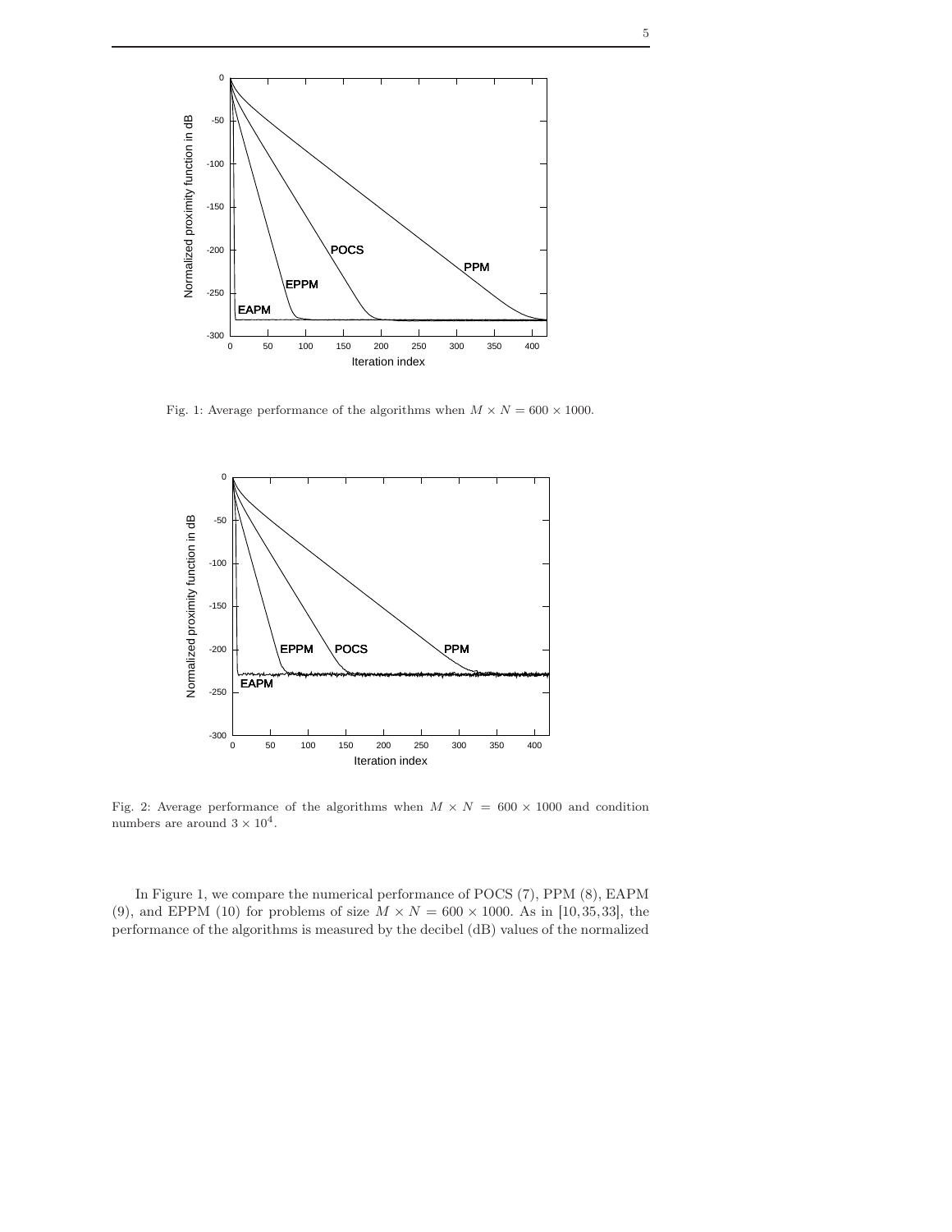Fig. 1: Average performance of the algorithms when $M \times N = 600 \times 1000$.

Fig. 2: Average performance of the algorithms when $M \times N = 600 \times 1000$ and condition numbers are around $3 \times 10^4$.

In Figure 1, we compare the numerical performance of POCS (7), PPM (8), EAPM (9), and EPPM (10) for problems of size $M \times N = 600 \times 1000$. As in [10, 35, 33], the performance of the algorithms is measured by the decibel (dB) values of the normalized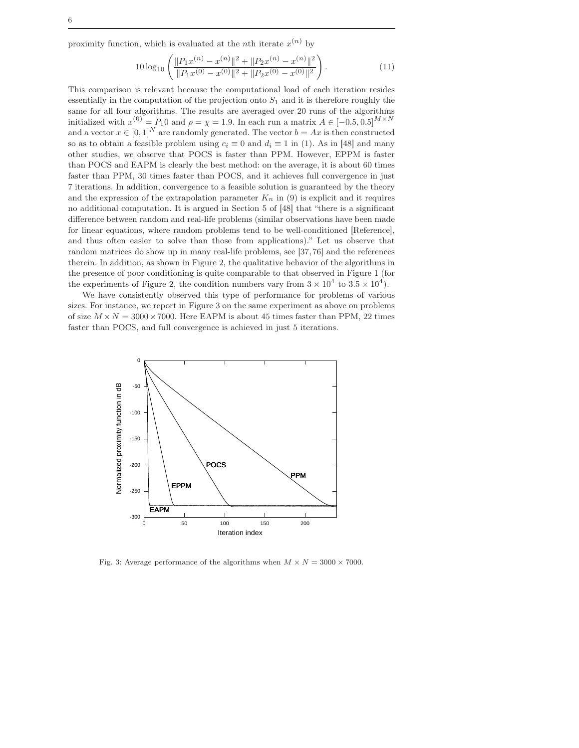proximity function, which is evaluated at the $n$th iterate $x^{(n)}$ by

$$10 \log_{10} \left( \frac{\|P_1 x^{(n)} - x^{(n)}\|^2 + \|P_2 x^{(n)} - x^{(n)}\|^2}{\|P_1 x^{(0)} - x^{(0)}\|^2 + \|P_2 x^{(0)} - x^{(0)}\|^2} \right). \tag{11}$$

This comparison is relevant because the computational load of each iteration resides essentially in the computation of the projection onto $S_1$ and it is therefore roughly the same for all four algorithms. The results are averaged over 20 runs of the algorithms initialized with $x^{(0)} = P_1 0$ and $\rho = \chi = 1.9$. In each run a matrix $A \in [-0.5, 0.5]^{M \times N}$ and a vector $x \in [0, 1]^N$ are randomly generated. The vector $b = Ax$ is then constructed so as to obtain a feasible problem using $c_i \equiv 0$ and $d_i \equiv 1$ in (1). As in [48] and many other studies, we observe that POCS is faster than PPM. However, EPPM is faster than POCS and EAPM is clearly the best method: on the average, it is about 60 times faster than PPM, 30 times faster than POCS, and it achieves full convergence in just 7 iterations. In addition, convergence to a feasible solution is guaranteed by the theory and the expression of the extrapolation parameter $K_n$ in (9) is explicit and it requires no additional computation. It is argued in Section 5 of [48] that "there is a significant difference between random and real-life problems (similar observations have been made for linear equations, where random problems tend to be well-conditioned [Reference], and thus often easier to solve than those from applications)." Let us observe that random matrices do show up in many real-life problems, see [37, 76] and the references therein. In addition, as shown in Figure 2, the qualitative behavior of the algorithms in the presence of poor conditioning is quite comparable to that observed in Figure 1 (for the experiments of Figure 2, the condition numbers vary from $3 \times 10^4$ to $3.5 \times 10^4$).

We have consistently observed this type of performance for problems of various sizes. For instance, we report in Figure 3 on the same experiment as above on problems of size $M \times N = 3000 \times 7000$. Here EAPM is about 45 times faster than PPM, 22 times faster than POCS, and full convergence is achieved in just 5 iterations.

Fig. 3: Average performance of the algorithms when $M \times N = 3000 \times 7000$.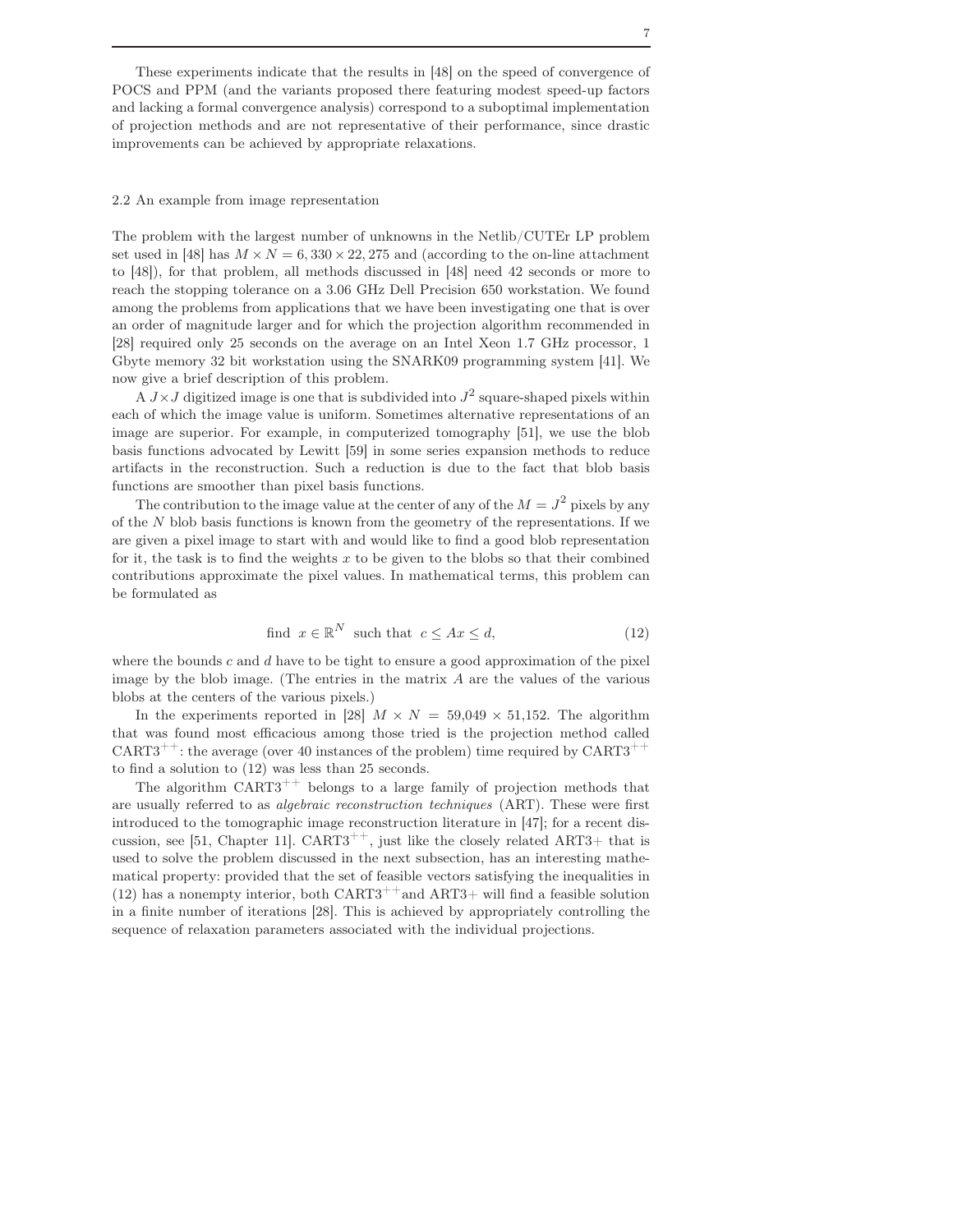These experiments indicate that the results in [48] on the speed of convergence of POCS and PPM (and the variants proposed there featuring modest speed-up factors and lacking a formal convergence analysis) correspond to a suboptimal implementation of projection methods and are not representative of their performance, since drastic improvements can be achieved by appropriate relaxations.

## 2.2 An example from image representation

The problem with the largest number of unknowns in the Netlib/CUTEr LP problem set used in [48] has $M \times N = 6,330 \times 22,275$ and (according to the on-line attachment to [48]), for that problem, all methods discussed in [48] need 42 seconds or more to reach the stopping tolerance on a 3.06 GHz Dell Precision 650 workstation. We found among the problems from applications that we have been investigating one that is over an order of magnitude larger and for which the projection algorithm recommended in [28] required only 25 seconds on the average on an Intel Xeon 1.7 GHz processor, 1 Gbyte memory 32 bit workstation using the SNARK09 programming system [41]. We now give a brief description of this problem.

A $J \times J$ digitized image is one that is subdivided into $J^2$ square-shaped pixels within each of which the image value is uniform. Sometimes alternative representations of an image are superior. For example, in computerized tomography [51], we use the blob basis functions advocated by Lewitt [59] in some series expansion methods to reduce artifacts in the reconstruction. Such a reduction is due to the fact that blob basis functions are smoother than pixel basis functions.

The contribution to the image value at the center of any of the $M = J^2$ pixels by any of the $N$ blob basis functions is known from the geometry of the representations. If we are given a pixel image to start with and would like to find a good blob representation for it, the task is to find the weights $x$ to be given to the blobs so that their combined contributions approximate the pixel values. In mathematical terms, this problem can be formulated as

$$\text{find } \; x \in \mathbb{R}^N \; \text{ such that } \; c \leq Ax \leq d, \tag{12}$$

where the bounds $c$ and $d$ have to be tight to ensure a good approximation of the pixel image by the blob image. (The entries in the matrix $A$ are the values of the various blobs at the centers of the various pixels.)

In the experiments reported in [28] $M \times N = 59{,}049 \times 51{,}152$. The algorithm that was found most efficacious among those tried is the projection method called $\text{CART3}^{++}$: the average (over 40 instances of the problem) time required by $\text{CART3}^{++}$ to find a solution to (12) was less than 25 seconds.

The algorithm $\text{CART3}^{++}$ belongs to a large family of projection methods that are usually referred to as *algebraic reconstruction techniques* (ART). These were first introduced to the tomographic image reconstruction literature in [47]; for a recent discussion, see [51, Chapter 11]. $\text{CART3}^{++}$, just like the closely related ART3+ that is used to solve the problem discussed in the next subsection, has an interesting mathematical property: provided that the set of feasible vectors satisfying the inequalities in (12) has a nonempty interior, both $\text{CART3}^{++}$and ART3+ will find a feasible solution in a finite number of iterations [28]. This is achieved by appropriately controlling the sequence of relaxation parameters associated with the individual projections.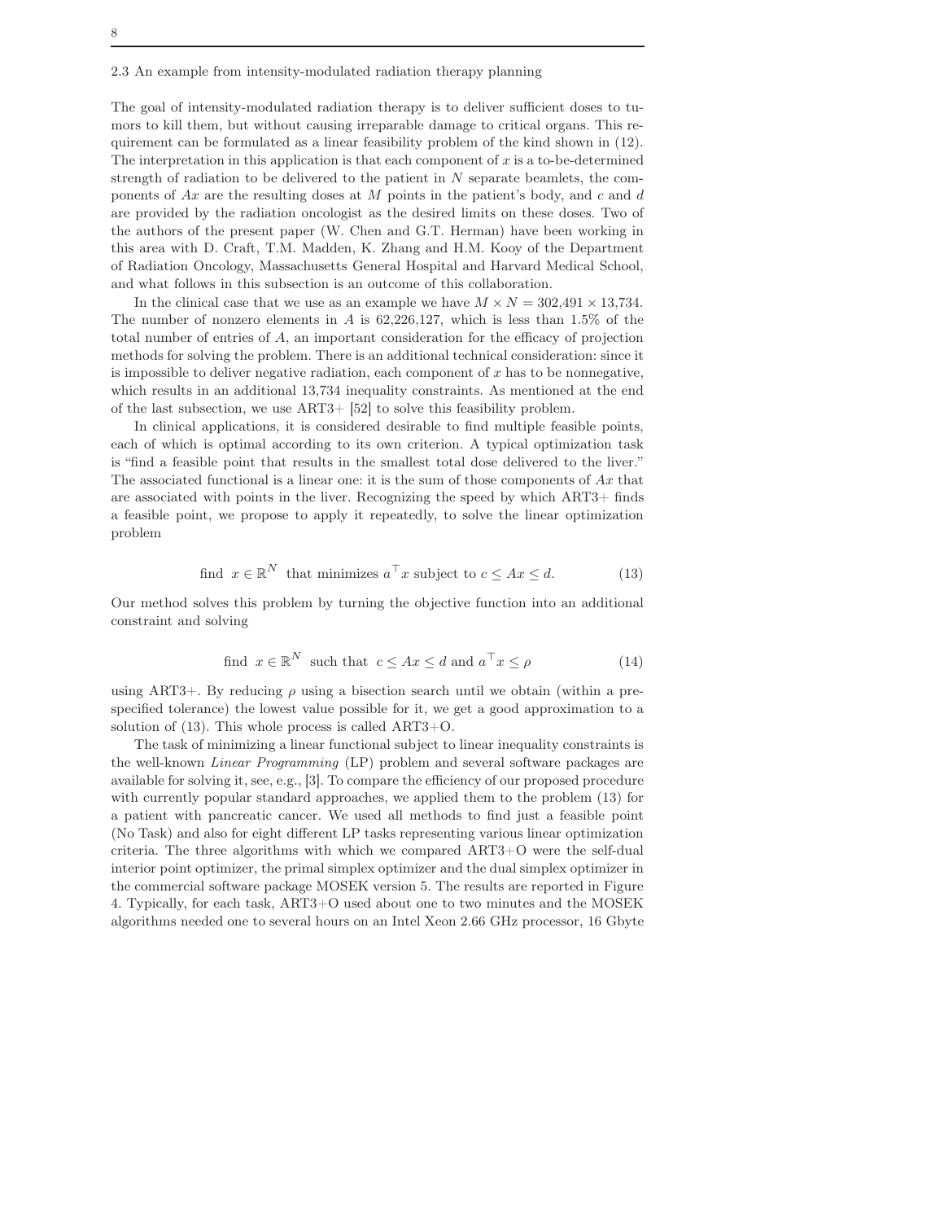### 2.3 An example from intensity-modulated radiation therapy planning

The goal of intensity-modulated radiation therapy is to deliver sufficient doses to tumors to kill them, but without causing irreparable damage to critical organs. This requirement can be formulated as a linear feasibility problem of the kind shown in (12). The interpretation in this application is that each component of $x$ is a to-be-determined strength of radiation to be delivered to the patient in $N$ separate beamlets, the components of $Ax$ are the resulting doses at $M$ points in the patient's body, and $c$ and $d$ are provided by the radiation oncologist as the desired limits on these doses. Two of the authors of the present paper (W. Chen and G.T. Herman) have been working in this area with D. Craft, T.M. Madden, K. Zhang and H.M. Kooy of the Department of Radiation Oncology, Massachusetts General Hospital and Harvard Medical School, and what follows in this subsection is an outcome of this collaboration.

In the clinical case that we use as an example we have $M \times N = 302{,}491 \times 13{,}734$. The number of nonzero elements in $A$ is 62,226,127, which is less than 1.5% of the total number of entries of $A$, an important consideration for the efficacy of projection methods for solving the problem. There is an additional technical consideration: since it is impossible to deliver negative radiation, each component of $x$ has to be nonnegative, which results in an additional 13,734 inequality constraints. As mentioned at the end of the last subsection, we use ART3+ [52] to solve this feasibility problem.

In clinical applications, it is considered desirable to find multiple feasible points, each of which is optimal according to its own criterion. A typical optimization task is "find a feasible point that results in the smallest total dose delivered to the liver." The associated functional is a linear one: it is the sum of those components of $Ax$ that are associated with points in the liver. Recognizing the speed by which ART3+ finds a feasible point, we propose to apply it repeatedly, to solve the linear optimization problem

$$\text{find } x \in \mathbb{R}^N \text{ that minimizes } a^\top x \text{ subject to } c \leq Ax \leq d. \tag{13}$$

Our method solves this problem by turning the objective function into an additional constraint and solving

$$\text{find } x \in \mathbb{R}^N \text{ such that } c \leq Ax \leq d \text{ and } a^\top x \leq \rho \tag{14}$$

using ART3+. By reducing $\rho$ using a bisection search until we obtain (within a prespecified tolerance) the lowest value possible for it, we get a good approximation to a solution of (13). This whole process is called ART3+O.

The task of minimizing a linear functional subject to linear inequality constraints is the well-known *Linear Programming* (LP) problem and several software packages are available for solving it, see, e.g., [3]. To compare the efficiency of our proposed procedure with currently popular standard approaches, we applied them to the problem (13) for a patient with pancreatic cancer. We used all methods to find just a feasible point (No Task) and also for eight different LP tasks representing various linear optimization criteria. The three algorithms with which we compared ART3+O were the self-dual interior point optimizer, the primal simplex optimizer and the dual simplex optimizer in the commercial software package MOSEK version 5. The results are reported in Figure 4. Typically, for each task, ART3+O used about one to two minutes and the MOSEK algorithms needed one to several hours on an Intel Xeon 2.66 GHz processor, 16 Gbyte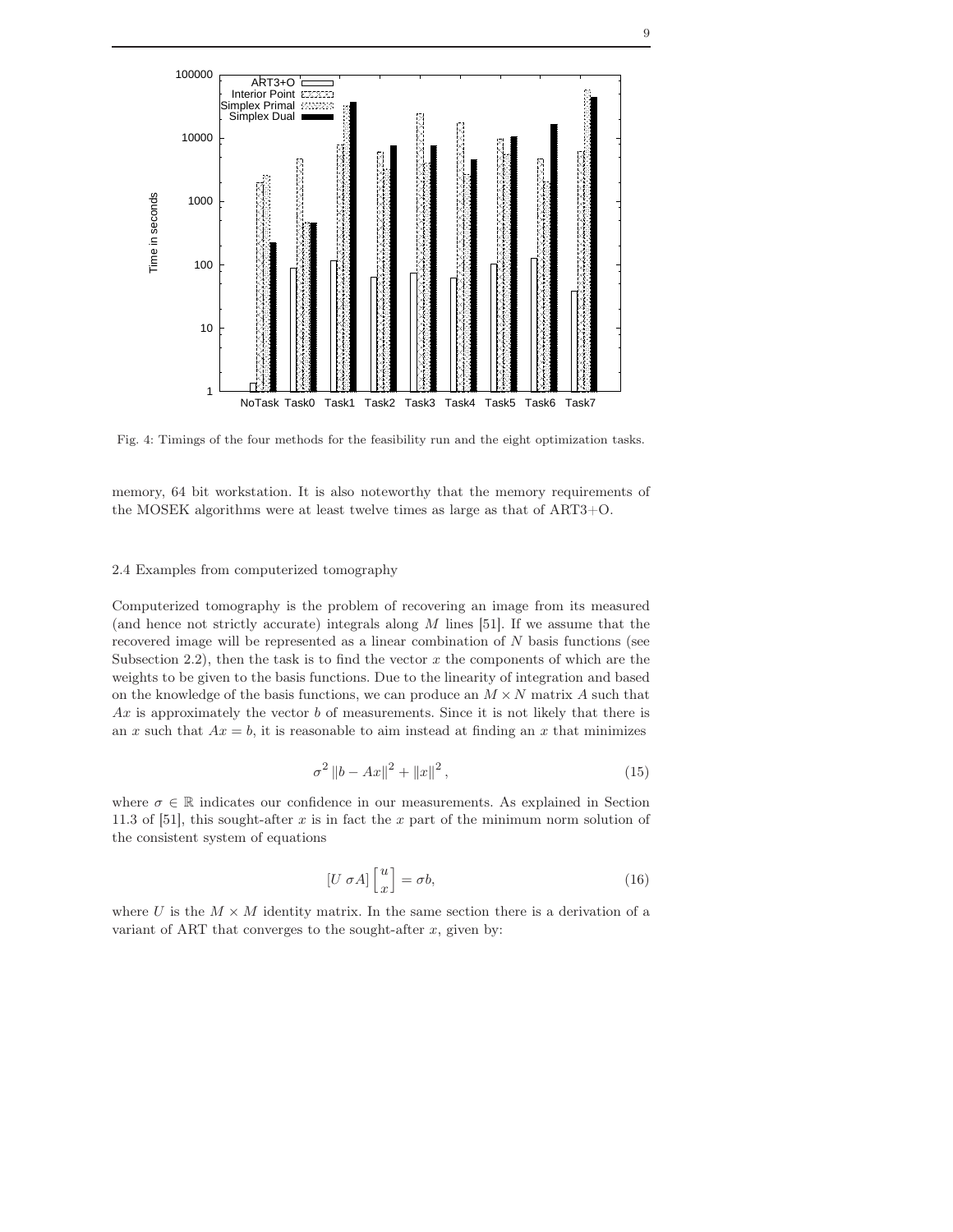Fig. 4: Timings of the four methods for the feasibility run and the eight optimization tasks.

memory, 64 bit workstation. It is also noteworthy that the memory requirements of the MOSEK algorithms were at least twelve times as large as that of ART3+O.

### 2.4 Examples from computerized tomography

Computerized tomography is the problem of recovering an image from its measured (and hence not strictly accurate) integrals along $M$ lines [51]. If we assume that the recovered image will be represented as a linear combination of $N$ basis functions (see Subsection 2.2), then the task is to find the vector $x$ the components of which are the weights to be given to the basis functions. Due to the linearity of integration and based on the knowledge of the basis functions, we can produce an $M \times N$ matrix $A$ such that $Ax$ is approximately the vector $b$ of measurements. Since it is not likely that there is an $x$ such that $Ax = b$, it is reasonable to aim instead at finding an $x$ that minimizes

$$\sigma^2 \|b - Ax\|^2 + \|x\|^2, \tag{15}$$

where $\sigma \in \mathbb{R}$ indicates our confidence in our measurements. As explained in Section 11.3 of [51], this sought-after $x$ is in fact the $x$ part of the minimum norm solution of the consistent system of equations

$$[U \ \sigma A] \begin{bmatrix} u \\ x \end{bmatrix} = \sigma b, \tag{16}$$

where $U$ is the $M \times M$ identity matrix. In the same section there is a derivation of a variant of ART that converges to the sought-after $x$, given by: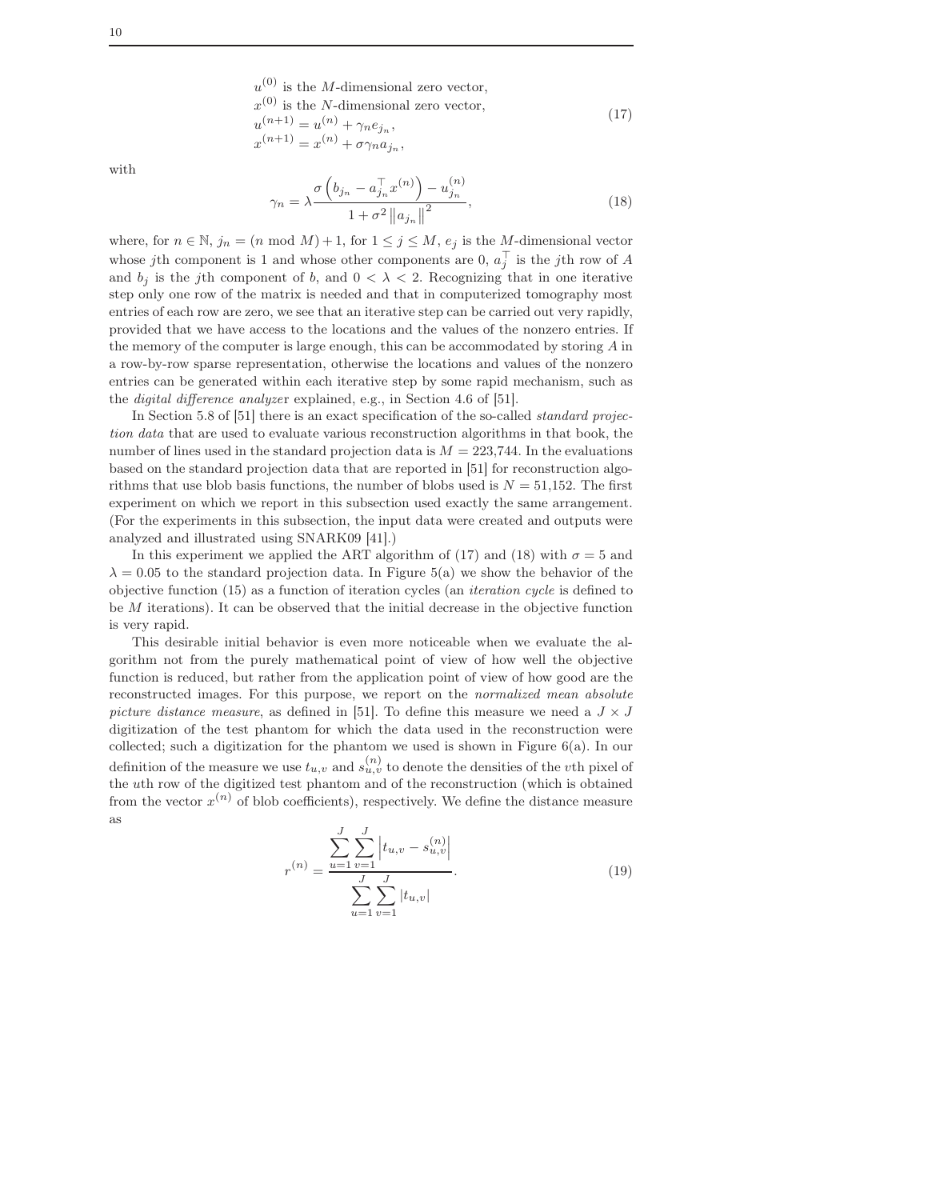$$
\begin{aligned}
&u^{(0)} \text{ is the } M\text{-dimensional zero vector,} \\
&x^{(0)} \text{ is the } N\text{-dimensional zero vector,} \\
&u^{(n+1)} = u^{(n)} + \gamma_n e_{j_n}, \\
&x^{(n+1)} = x^{(n)} + \sigma \gamma_n a_{j_n},
\end{aligned}
\tag{17}
$$

with

$$
\gamma_n = \lambda \frac{\sigma \left( b_{j_n} - a_{j_n}^{\top} x^{(n)} \right) - u_{j_n}^{(n)}}{1 + \sigma^2 \left\| a_{j_n} \right\|^2}, \tag{18}
$$

where, for $n \in \mathbb{N}$, $j_n = (n \bmod M) + 1$, for $1 \leq j \leq M$, $e_j$ is the $M$-dimensional vector whose $j$th component is 1 and whose other components are 0, $a_j^{\top}$ is the $j$th row of $A$ and $b_j$ is the $j$th component of $b$, and $0 < \lambda < 2$. Recognizing that in one iterative step only one row of the matrix is needed and that in computerized tomography most entries of each row are zero, we see that an iterative step can be carried out very rapidly, provided that we have access to the locations and the values of the nonzero entries. If the memory of the computer is large enough, this can be accommodated by storing $A$ in a row-by-row sparse representation, otherwise the locations and values of the nonzero entries can be generated within each iterative step by some rapid mechanism, such as the *digital difference analyze*r explained, e.g., in Section 4.6 of [51].

In Section 5.8 of [51] there is an exact specification of the so-called *standard projection data* that are used to evaluate various reconstruction algorithms in that book, the number of lines used in the standard projection data is $M = 223{,}744$. In the evaluations based on the standard projection data that are reported in [51] for reconstruction algorithms that use blob basis functions, the number of blobs used is $N = 51{,}152$. The first experiment on which we report in this subsection used exactly the same arrangement. (For the experiments in this subsection, the input data were created and outputs were analyzed and illustrated using SNARK09 [41].)

In this experiment we applied the ART algorithm of (17) and (18) with $\sigma = 5$ and $\lambda = 0.05$ to the standard projection data. In Figure 5(a) we show the behavior of the objective function (15) as a function of iteration cycles (an *iteration cycle* is defined to be $M$ iterations). It can be observed that the initial decrease in the objective function is very rapid.

This desirable initial behavior is even more noticeable when we evaluate the algorithm not from the purely mathematical point of view of how well the objective function is reduced, but rather from the application point of view of how good are the reconstructed images. For this purpose, we report on the *normalized mean absolute picture distance measure*, as defined in [51]. To define this measure we need a $J \times J$ digitization of the test phantom for which the data used in the reconstruction were collected; such a digitization for the phantom we used is shown in Figure 6(a). In our definition of the measure we use $t_{u,v}$ and $s_{u,v}^{(n)}$ to denote the densities of the $v$th pixel of the $u$th row of the digitized test phantom and of the reconstruction (which is obtained from the vector $x^{(n)}$ of blob coefficients), respectively. We define the distance measure as

$$
r^{(n)} = \frac{\displaystyle\sum_{u=1}^{J} \sum_{v=1}^{J} \left| t_{u,v} - s_{u,v}^{(n)} \right|}{\displaystyle\sum_{u=1}^{J} \sum_{v=1}^{J} \left| t_{u,v} \right|}. \tag{19}
$$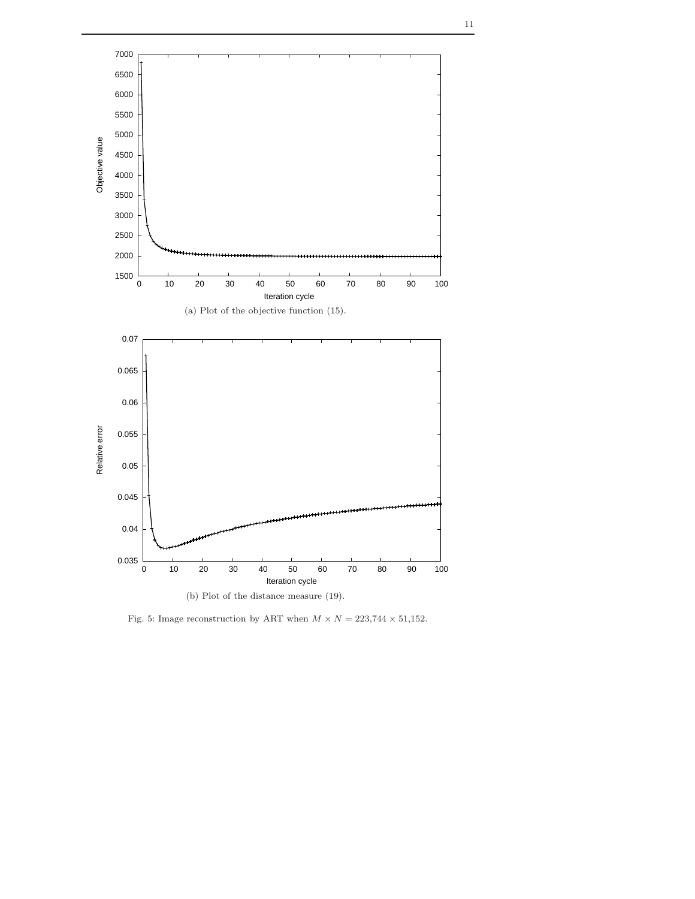(a) Plot of the objective function (15).

(b) Plot of the distance measure (19).

Fig. 5: Image reconstruction by ART when $M \times N = 223{,}744 \times 51{,}152$.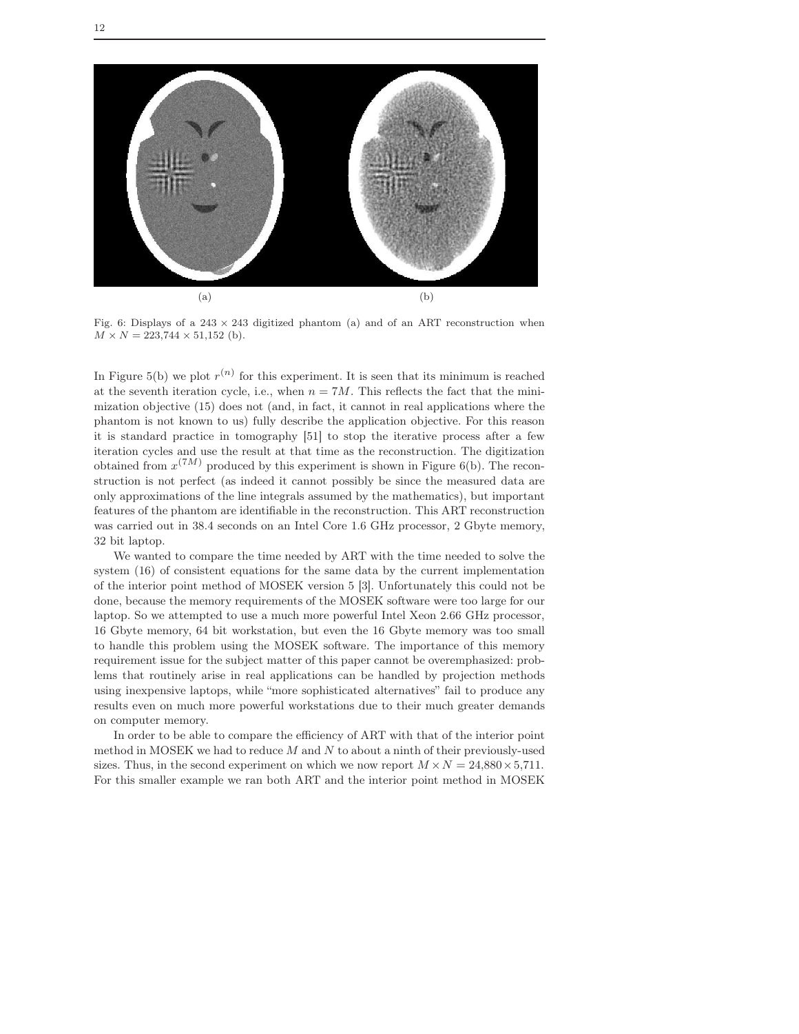(a) (b)

Fig. 6: Displays of a $243 \times 243$ digitized phantom (a) and of an ART reconstruction when $M \times N = 223{,}744 \times 51{,}152$ (b).

In Figure 5(b) we plot $r^{(n)}$ for this experiment. It is seen that its minimum is reached at the seventh iteration cycle, i.e., when $n = 7M$. This reflects the fact that the minimization objective (15) does not (and, in fact, it cannot in real applications where the phantom is not known to us) fully describe the application objective. For this reason it is standard practice in tomography [51] to stop the iterative process after a few iteration cycles and use the result at that time as the reconstruction. The digitization obtained from $x^{(7M)}$ produced by this experiment is shown in Figure 6(b). The reconstruction is not perfect (as indeed it cannot possibly be since the measured data are only approximations of the line integrals assumed by the mathematics), but important features of the phantom are identifiable in the reconstruction. This ART reconstruction was carried out in 38.4 seconds on an Intel Core 1.6 GHz processor, 2 Gbyte memory, 32 bit laptop.

We wanted to compare the time needed by ART with the time needed to solve the system (16) of consistent equations for the same data by the current implementation of the interior point method of MOSEK version 5 [3]. Unfortunately this could not be done, because the memory requirements of the MOSEK software were too large for our laptop. So we attempted to use a much more powerful Intel Xeon 2.66 GHz processor, 16 Gbyte memory, 64 bit workstation, but even the 16 Gbyte memory was too small to handle this problem using the MOSEK software. The importance of this memory requirement issue for the subject matter of this paper cannot be overemphasized: problems that routinely arise in real applications can be handled by projection methods using inexpensive laptops, while "more sophisticated alternatives" fail to produce any results even on much more powerful workstations due to their much greater demands on computer memory.

In order to be able to compare the efficiency of ART with that of the interior point method in MOSEK we had to reduce $M$ and $N$ to about a ninth of their previously-used sizes. Thus, in the second experiment on which we now report $M \times N = 24{,}880 \times 5{,}711$. For this smaller example we ran both ART and the interior point method in MOSEK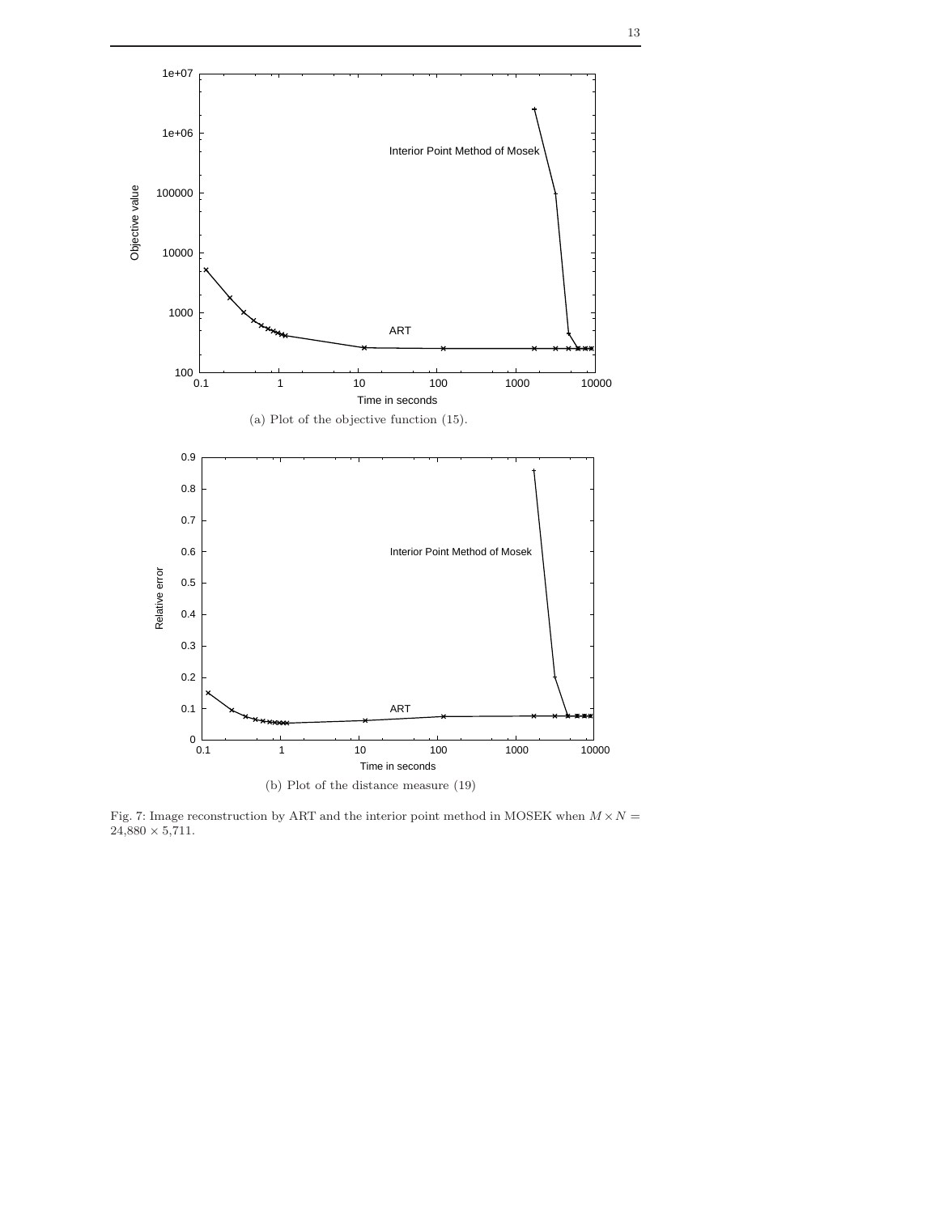(a) Plot of the objective function (15).

(b) Plot of the distance measure (19)

Fig. 7: Image reconstruction by ART and the interior point method in MOSEK when $M \times N = 24{,}880 \times 5{,}711$.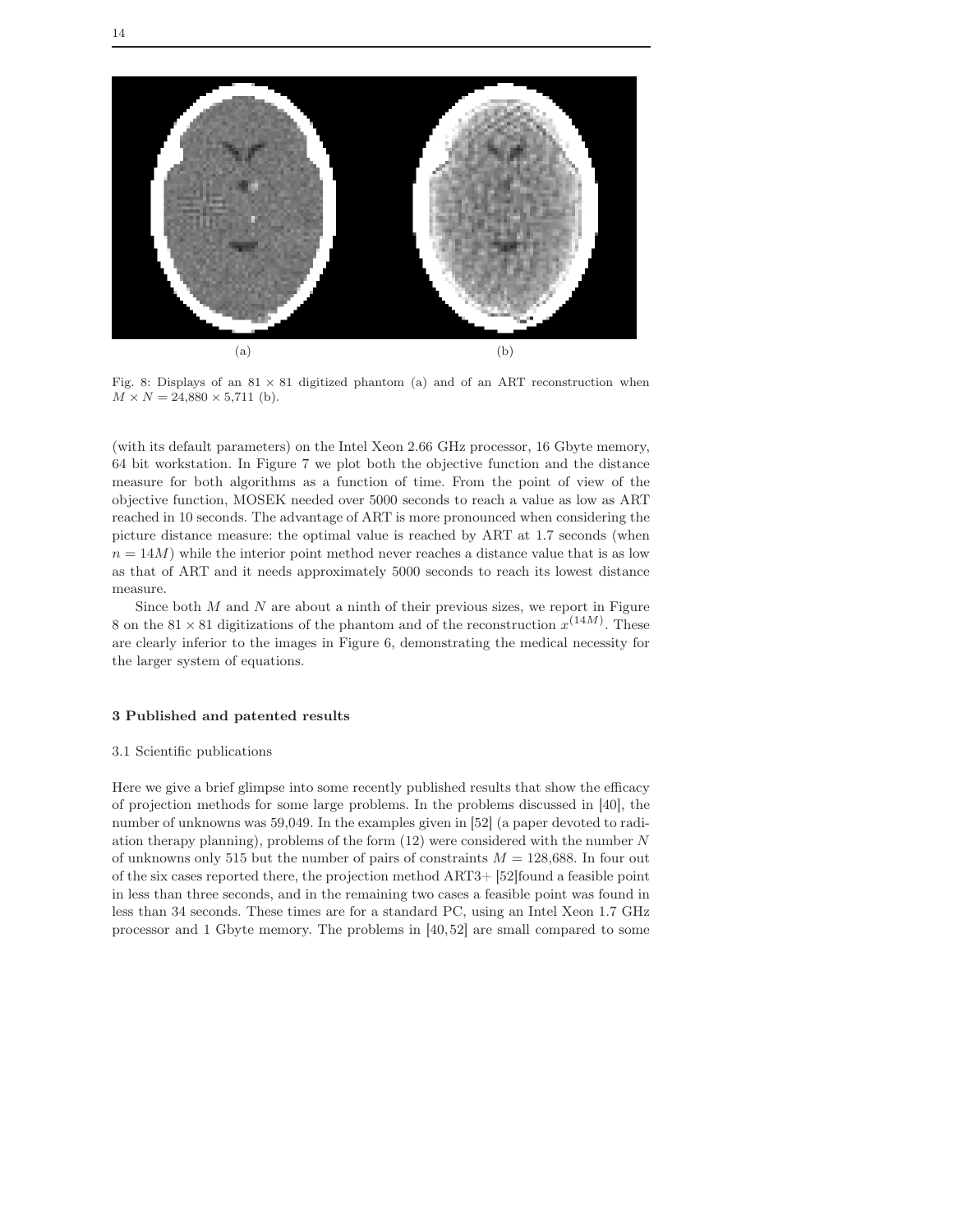(a) (b)

Fig. 8: Displays of an $81 \times 81$ digitized phantom (a) and of an ART reconstruction when $M \times N = 24{,}880 \times 5{,}711$ (b).

(with its default parameters) on the Intel Xeon 2.66 GHz processor, 16 Gbyte memory, 64 bit workstation. In Figure 7 we plot both the objective function and the distance measure for both algorithms as a function of time. From the point of view of the objective function, MOSEK needed over 5000 seconds to reach a value as low as ART reached in 10 seconds. The advantage of ART is more pronounced when considering the picture distance measure: the optimal value is reached by ART at 1.7 seconds (when $n = 14M$) while the interior point method never reaches a distance value that is as low as that of ART and it needs approximately 5000 seconds to reach its lowest distance measure.

Since both $M$ and $N$ are about a ninth of their previous sizes, we report in Figure 8 on the $81 \times 81$ digitizations of the phantom and of the reconstruction $x^{(14M)}$. These are clearly inferior to the images in Figure 6, demonstrating the medical necessity for the larger system of equations.

## 3 Published and patented results

### 3.1 Scientific publications

Here we give a brief glimpse into some recently published results that show the efficacy of projection methods for some large problems. In the problems discussed in [40], the number of unknowns was 59,049. In the examples given in [52] (a paper devoted to radiation therapy planning), problems of the form (12) were considered with the number $N$ of unknowns only 515 but the number of pairs of constraints $M = 128{,}688$. In four out of the six cases reported there, the projection method ART3+ [52]found a feasible point in less than three seconds, and in the remaining two cases a feasible point was found in less than 34 seconds. These times are for a standard PC, using an Intel Xeon 1.7 GHz processor and 1 Gbyte memory. The problems in [40,52] are small compared to some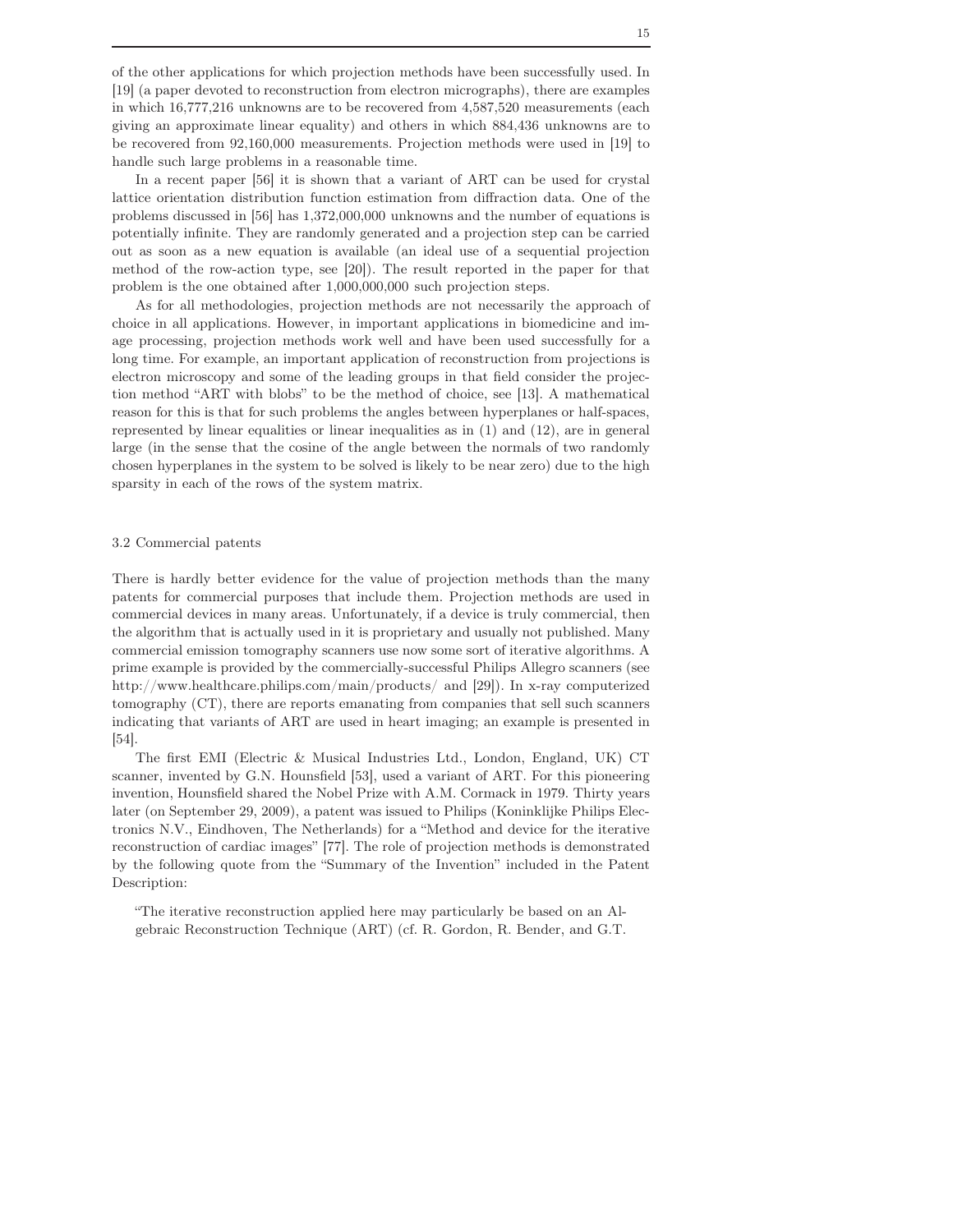of the other applications for which projection methods have been successfully used. In [19] (a paper devoted to reconstruction from electron micrographs), there are examples in which 16,777,216 unknowns are to be recovered from 4,587,520 measurements (each giving an approximate linear equality) and others in which 884,436 unknowns are to be recovered from 92,160,000 measurements. Projection methods were used in [19] to handle such large problems in a reasonable time.

In a recent paper [56] it is shown that a variant of ART can be used for crystal lattice orientation distribution function estimation from diffraction data. One of the problems discussed in [56] has 1,372,000,000 unknowns and the number of equations is potentially infinite. They are randomly generated and a projection step can be carried out as soon as a new equation is available (an ideal use of a sequential projection method of the row-action type, see [20]). The result reported in the paper for that problem is the one obtained after 1,000,000,000 such projection steps.

As for all methodologies, projection methods are not necessarily the approach of choice in all applications. However, in important applications in biomedicine and image processing, projection methods work well and have been used successfully for a long time. For example, an important application of reconstruction from projections is electron microscopy and some of the leading groups in that field consider the projection method "ART with blobs" to be the method of choice, see [13]. A mathematical reason for this is that for such problems the angles between hyperplanes or half-spaces, represented by linear equalities or linear inequalities as in (1) and (12), are in general large (in the sense that the cosine of the angle between the normals of two randomly chosen hyperplanes in the system to be solved is likely to be near zero) due to the high sparsity in each of the rows of the system matrix.

### 3.2 Commercial patents

There is hardly better evidence for the value of projection methods than the many patents for commercial purposes that include them. Projection methods are used in commercial devices in many areas. Unfortunately, if a device is truly commercial, then the algorithm that is actually used in it is proprietary and usually not published. Many commercial emission tomography scanners use now some sort of iterative algorithms. A prime example is provided by the commercially-successful Philips Allegro scanners (see http://www.healthcare.philips.com/main/products/ and [29]). In x-ray computerized tomography (CT), there are reports emanating from companies that sell such scanners indicating that variants of ART are used in heart imaging; an example is presented in [54].

The first EMI (Electric & Musical Industries Ltd., London, England, UK) CT scanner, invented by G.N. Hounsfield [53], used a variant of ART. For this pioneering invention, Hounsfield shared the Nobel Prize with A.M. Cormack in 1979. Thirty years later (on September 29, 2009), a patent was issued to Philips (Koninklijke Philips Electronics N.V., Eindhoven, The Netherlands) for a "Method and device for the iterative reconstruction of cardiac images" [77]. The role of projection methods is demonstrated by the following quote from the "Summary of the Invention" included in the Patent Description:

> "The iterative reconstruction applied here may particularly be based on an Algebraic Reconstruction Technique (ART) (cf. R. Gordon, R. Bender, and G.T.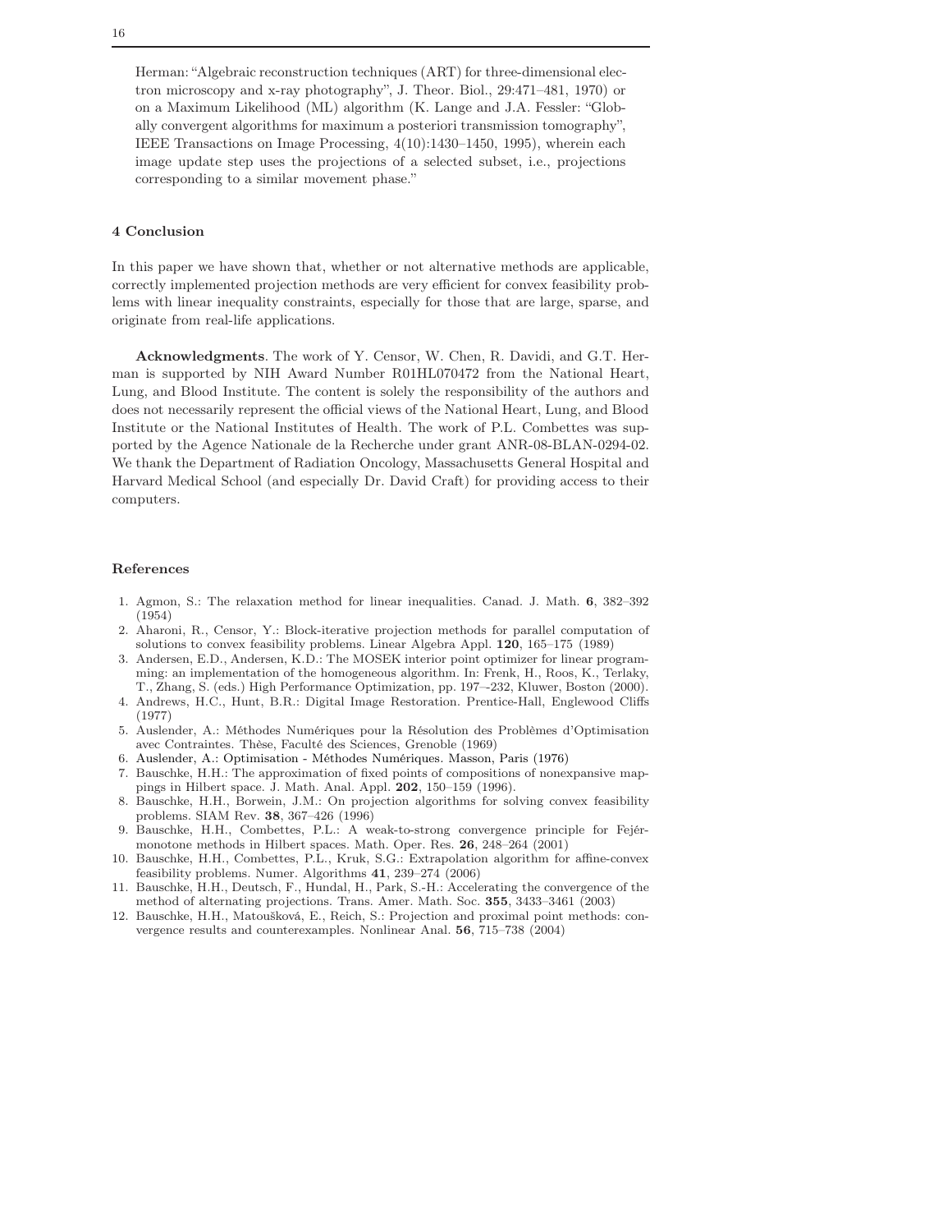Herman: "Algebraic reconstruction techniques (ART) for three-dimensional electron microscopy and x-ray photography", J. Theor. Biol., 29:471–481, 1970) or on a Maximum Likelihood (ML) algorithm (K. Lange and J.A. Fessler: "Globally convergent algorithms for maximum a posteriori transmission tomography", IEEE Transactions on Image Processing, 4(10):1430–1450, 1995), wherein each image update step uses the projections of a selected subset, i.e., projections corresponding to a similar movement phase."

## 4 Conclusion

In this paper we have shown that, whether or not alternative methods are applicable, correctly implemented projection methods are very efficient for convex feasibility problems with linear inequality constraints, especially for those that are large, sparse, and originate from real-life applications.

**Acknowledgments**. The work of Y. Censor, W. Chen, R. Davidi, and G.T. Herman is supported by NIH Award Number R01HL070472 from the National Heart, Lung, and Blood Institute. The content is solely the responsibility of the authors and does not necessarily represent the official views of the National Heart, Lung, and Blood Institute or the National Institutes of Health. The work of P.L. Combettes was supported by the Agence Nationale de la Recherche under grant ANR-08-BLAN-0294-02. We thank the Department of Radiation Oncology, Massachusetts General Hospital and Harvard Medical School (and especially Dr. David Craft) for providing access to their computers.

## References

1. Agmon, S.: The relaxation method for linear inequalities. Canad. J. Math. **6**, 382–392 (1954)
2. Aharoni, R., Censor, Y.: Block-iterative projection methods for parallel computation of solutions to convex feasibility problems. Linear Algebra Appl. **120**, 165–175 (1989)
3. Andersen, E.D., Andersen, K.D.: The MOSEK interior point optimizer for linear programming: an implementation of the homogeneous algorithm. In: Frenk, H., Roos, K., Terlaky, T., Zhang, S. (eds.) High Performance Optimization, pp. 197–-232, Kluwer, Boston (2000).
4. Andrews, H.C., Hunt, B.R.: Digital Image Restoration. Prentice-Hall, Englewood Cliffs (1977)
5. Auslender, A.: Méthodes Numériques pour la Résolution des Problèmes d'Optimisation avec Contraintes. Thèse, Faculté des Sciences, Grenoble (1969)
6. Auslender, A.: Optimisation - Méthodes Numériques. Masson, Paris (1976)
7. Bauschke, H.H.: The approximation of fixed points of compositions of nonexpansive mappings in Hilbert space. J. Math. Anal. Appl. **202**, 150–159 (1996).
8. Bauschke, H.H., Borwein, J.M.: On projection algorithms for solving convex feasibility problems. SIAM Rev. **38**, 367–426 (1996)
9. Bauschke, H.H., Combettes, P.L.: A weak-to-strong convergence principle for Fejér-monotone methods in Hilbert spaces. Math. Oper. Res. **26**, 248–264 (2001)
10. Bauschke, H.H., Combettes, P.L., Kruk, S.G.: Extrapolation algorithm for affine-convex feasibility problems. Numer. Algorithms **41**, 239–274 (2006)
11. Bauschke, H.H., Deutsch, F., Hundal, H., Park, S.-H.: Accelerating the convergence of the method of alternating projections. Trans. Amer. Math. Soc. **355**, 3433–3461 (2003)
12. Bauschke, H.H., Matoušková, E., Reich, S.: Projection and proximal point methods: convergence results and counterexamples. Nonlinear Anal. **56**, 715–738 (2004)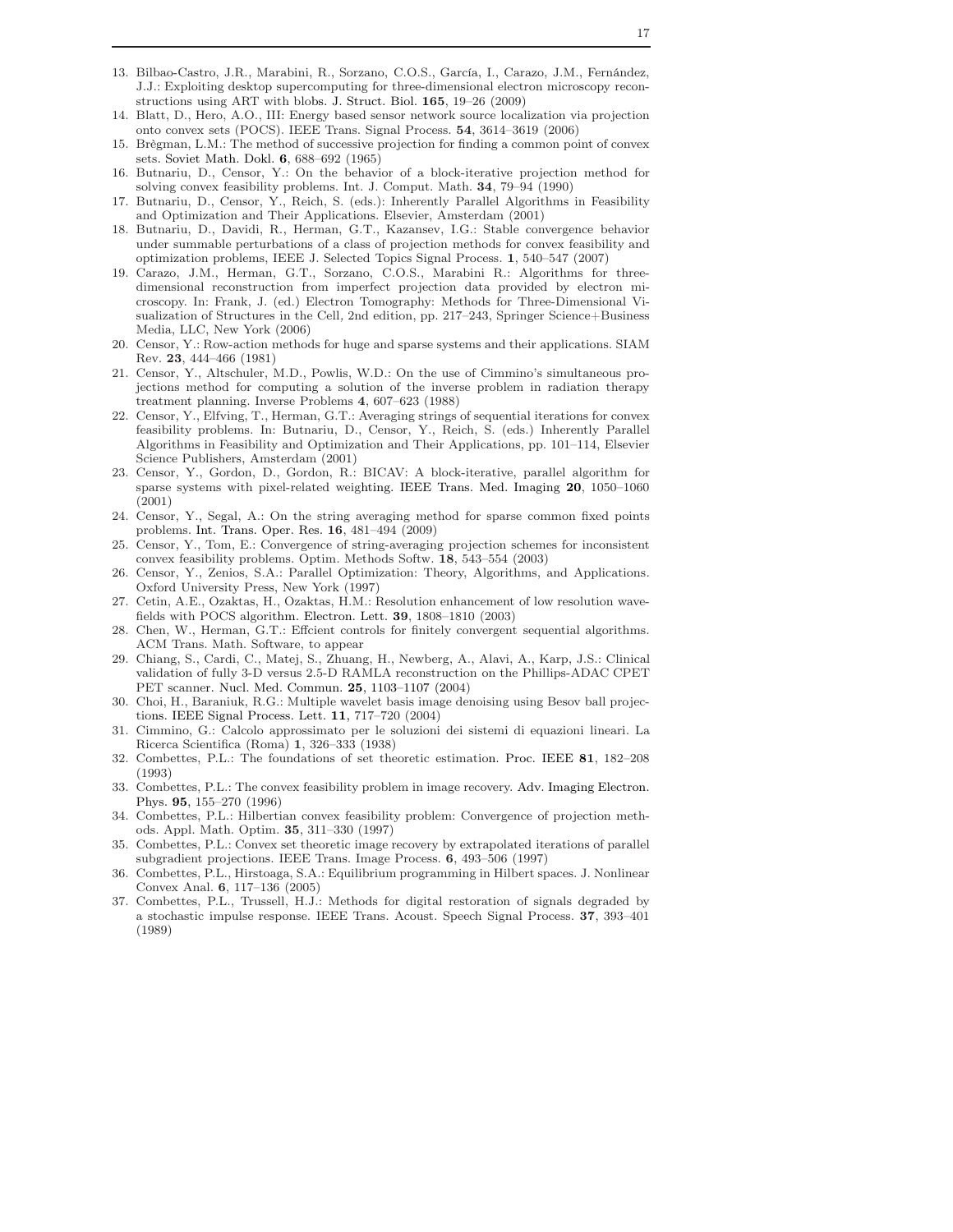13. Bilbao-Castro, J.R., Marabini, R., Sorzano, C.O.S., García, I., Carazo, J.M., Fernández, J.J.: Exploiting desktop supercomputing for three-dimensional electron microscopy reconstructions using ART with blobs. J. Struct. Biol. **165**, 19–26 (2009)
14. Blatt, D., Hero, A.O., III: Energy based sensor network source localization via projection onto convex sets (POCS). IEEE Trans. Signal Process. **54**, 3614–3619 (2006)
15. Brègman, L.M.: The method of successive projection for finding a common point of convex sets. Soviet Math. Dokl. **6**, 688–692 (1965)
16. Butnariu, D., Censor, Y.: On the behavior of a block-iterative projection method for solving convex feasibility problems. Int. J. Comput. Math. **34**, 79–94 (1990)
17. Butnariu, D., Censor, Y., Reich, S. (eds.): Inherently Parallel Algorithms in Feasibility and Optimization and Their Applications. Elsevier, Amsterdam (2001)
18. Butnariu, D., Davidi, R., Herman, G.T., Kazansev, I.G.: Stable convergence behavior under summable perturbations of a class of projection methods for convex feasibility and optimization problems, IEEE J. Selected Topics Signal Process. **1**, 540–547 (2007)
19. Carazo, J.M., Herman, G.T., Sorzano, C.O.S., Marabini R.: Algorithms for three-dimensional reconstruction from imperfect projection data provided by electron microscopy. In: Frank, J. (ed.) Electron Tomography: Methods for Three-Dimensional Visualization of Structures in the Cell, 2nd edition, pp. 217–243, Springer Science+Business Media, LLC, New York (2006)
20. Censor, Y.: Row-action methods for huge and sparse systems and their applications. SIAM Rev. **23**, 444–466 (1981)
21. Censor, Y., Altschuler, M.D., Powlis, W.D.: On the use of Cimmino's simultaneous projections method for computing a solution of the inverse problem in radiation therapy treatment planning. Inverse Problems **4**, 607–623 (1988)
22. Censor, Y., Elfving, T., Herman, G.T.: Averaging strings of sequential iterations for convex feasibility problems. In: Butnariu, D., Censor, Y., Reich, S. (eds.) Inherently Parallel Algorithms in Feasibility and Optimization and Their Applications, pp. 101–114, Elsevier Science Publishers, Amsterdam (2001)
23. Censor, Y., Gordon, D., Gordon, R.: BICAV: A block-iterative, parallel algorithm for sparse systems with pixel-related weighting. IEEE Trans. Med. Imaging **20**, 1050–1060 (2001)
24. Censor, Y., Segal, A.: On the string averaging method for sparse common fixed points problems. Int. Trans. Oper. Res. **16**, 481–494 (2009)
25. Censor, Y., Tom, E.: Convergence of string-averaging projection schemes for inconsistent convex feasibility problems. Optim. Methods Softw. **18**, 543–554 (2003)
26. Censor, Y., Zenios, S.A.: Parallel Optimization: Theory, Algorithms, and Applications. Oxford University Press, New York (1997)
27. Cetin, A.E., Ozaktas, H., Ozaktas, H.M.: Resolution enhancement of low resolution wavefields with POCS algorithm. Electron. Lett. **39**, 1808–1810 (2003)
28. Chen, W., Herman, G.T.: Effcient controls for finitely convergent sequential algorithms. ACM Trans. Math. Software, to appear
29. Chiang, S., Cardi, C., Matej, S., Zhuang, H., Newberg, A., Alavi, A., Karp, J.S.: Clinical validation of fully 3-D versus 2.5-D RAMLA reconstruction on the Phillips-ADAC CPET PET scanner. Nucl. Med. Commun. **25**, 1103–1107 (2004)
30. Choi, H., Baraniuk, R.G.: Multiple wavelet basis image denoising using Besov ball projections. IEEE Signal Process. Lett. **11**, 717–720 (2004)
31. Cimmino, G.: Calcolo approssimato per le soluzioni dei sistemi di equazioni lineari. La Ricerca Scientifica (Roma) **1**, 326–333 (1938)
32. Combettes, P.L.: The foundations of set theoretic estimation. Proc. IEEE **81**, 182–208 (1993)
33. Combettes, P.L.: The convex feasibility problem in image recovery. Adv. Imaging Electron. Phys. **95**, 155–270 (1996)
34. Combettes, P.L.: Hilbertian convex feasibility problem: Convergence of projection methods. Appl. Math. Optim. **35**, 311–330 (1997)
35. Combettes, P.L.: Convex set theoretic image recovery by extrapolated iterations of parallel subgradient projections. IEEE Trans. Image Process. **6**, 493–506 (1997)
36. Combettes, P.L., Hirstoaga, S.A.: Equilibrium programming in Hilbert spaces. J. Nonlinear Convex Anal. **6**, 117–136 (2005)
37. Combettes, P.L., Trussell, H.J.: Methods for digital restoration of signals degraded by a stochastic impulse response. IEEE Trans. Acoust. Speech Signal Process. **37**, 393–401 (1989)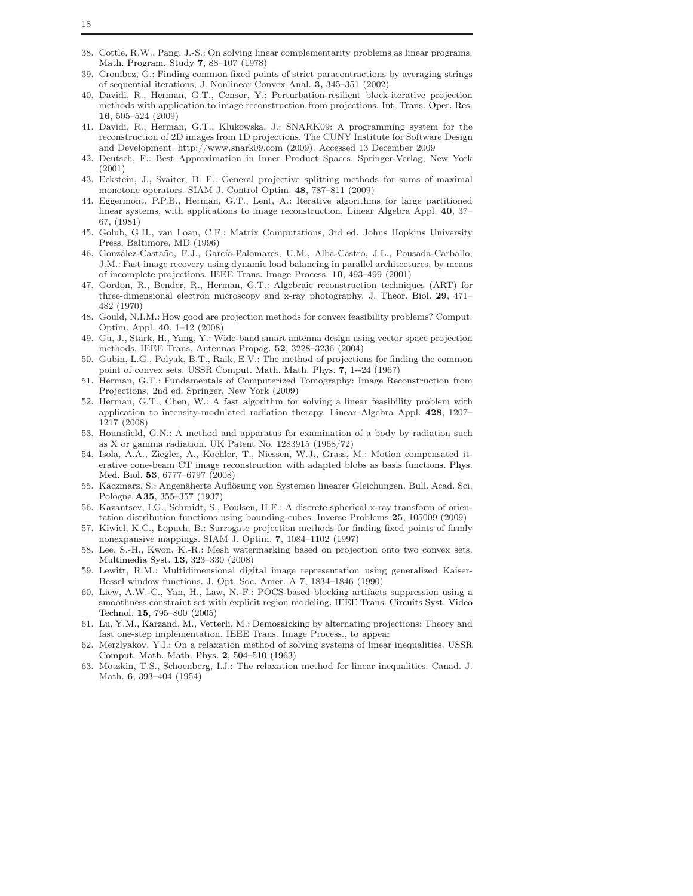38. Cottle, R.W., Pang, J.-S.: On solving linear complementarity problems as linear programs. Math. Program. Study **7**, 88–107 (1978)
39. Crombez, G.: Finding common fixed points of strict paracontractions by averaging strings of sequential iterations, J. Nonlinear Convex Anal. **3,** 345–351 (2002)
40. Davidi, R., Herman, G.T., Censor, Y.: Perturbation-resilient block-iterative projection methods with application to image reconstruction from projections. Int. Trans. Oper. Res. **16**, 505–524 (2009)
41. Davidi, R., Herman, G.T., Klukowska, J.: SNARK09: A programming system for the reconstruction of 2D images from 1D projections. The CUNY Institute for Software Design and Development. http://www.snark09.com (2009). Accessed 13 December 2009
42. Deutsch, F.: Best Approximation in Inner Product Spaces. Springer-Verlag, New York (2001)
43. Eckstein, J., Svaiter, B. F.: General projective splitting methods for sums of maximal monotone operators. SIAM J. Control Optim. **48**, 787–811 (2009)
44. Eggermont, P.P.B., Herman, G.T., Lent, A.: Iterative algorithms for large partitioned linear systems, with applications to image reconstruction, Linear Algebra Appl. **40**, 37–67, (1981)
45. Golub, G.H., van Loan, C.F.: Matrix Computations, 3rd ed. Johns Hopkins University Press, Baltimore, MD (1996)
46. González-Castaño, F.J., García-Palomares, U.M., Alba-Castro, J.L., Pousada-Carballo, J.M.: Fast image recovery using dynamic load balancing in parallel architectures, by means of incomplete projections. IEEE Trans. Image Process. **10**, 493–499 (2001)
47. Gordon, R., Bender, R., Herman, G.T.: Algebraic reconstruction techniques (ART) for three-dimensional electron microscopy and x-ray photography. J. Theor. Biol. **29**, 471–482 (1970)
48. Gould, N.I.M.: How good are projection methods for convex feasibility problems? Comput. Optim. Appl. **40**, 1–12 (2008)
49. Gu, J., Stark, H., Yang, Y.: Wide-band smart antenna design using vector space projection methods. IEEE Trans. Antennas Propag. **52**, 3228–3236 (2004)
50. Gubin, L.G., Polyak, B.T., Raik, E.V.: The method of projections for finding the common point of convex sets. USSR Comput. Math. Math. Phys. **7**, 1--24 (1967)
51. Herman, G.T.: Fundamentals of Computerized Tomography: Image Reconstruction from Projections, 2nd ed. Springer, New York (2009)
52. Herman, G.T., Chen, W.: A fast algorithm for solving a linear feasibility problem with application to intensity-modulated radiation therapy. Linear Algebra Appl. **428**, 1207–1217 (2008)
53. Hounsfield, G.N.: A method and apparatus for examination of a body by radiation such as X or gamma radiation. UK Patent No. 1283915 (1968/72)
54. Isola, A.A., Ziegler, A., Koehler, T., Niessen, W.J., Grass, M.: Motion compensated iterative cone-beam CT image reconstruction with adapted blobs as basis functions. Phys. Med. Biol. **53**, 6777–6797 (2008)
55. Kaczmarz, S.: Angenäherte Auflösung von Systemen linearer Gleichungen. Bull. Acad. Sci. Pologne **A35**, 355–357 (1937)
56. Kazantsev, I.G., Schmidt, S., Poulsen, H.F.: A discrete spherical x-ray transform of orientation distribution functions using bounding cubes. Inverse Problems **25**, 105009 (2009)
57. Kiwiel, K.C., Łopuch, B.: Surrogate projection methods for finding fixed points of firmly nonexpansive mappings. SIAM J. Optim. **7**, 1084–1102 (1997)
58. Lee, S.-H., Kwon, K.-R.: Mesh watermarking based on projection onto two convex sets. Multimedia Syst. **13**, 323–330 (2008)
59. Lewitt, R.M.: Multidimensional digital image representation using generalized Kaiser-Bessel window functions. J. Opt. Soc. Amer. A **7**, 1834–1846 (1990)
60. Liew, A.W.-C., Yan, H., Law, N.-F.: POCS-based blocking artifacts suppression using a smoothness constraint set with explicit region modeling. IEEE Trans. Circuits Syst. Video Technol. **15**, 795–800 (2005)
61. Lu, Y.M., Karzand, M., Vetterli, M.: Demosaicking by alternating projections: Theory and fast one-step implementation. IEEE Trans. Image Process., to appear
62. Merzlyakov, Y.I.: On a relaxation method of solving systems of linear inequalities. USSR Comput. Math. Math. Phys. **2**, 504–510 (1963)
63. Motzkin, T.S., Schoenberg, I.J.: The relaxation method for linear inequalities. Canad. J. Math. **6**, 393–404 (1954)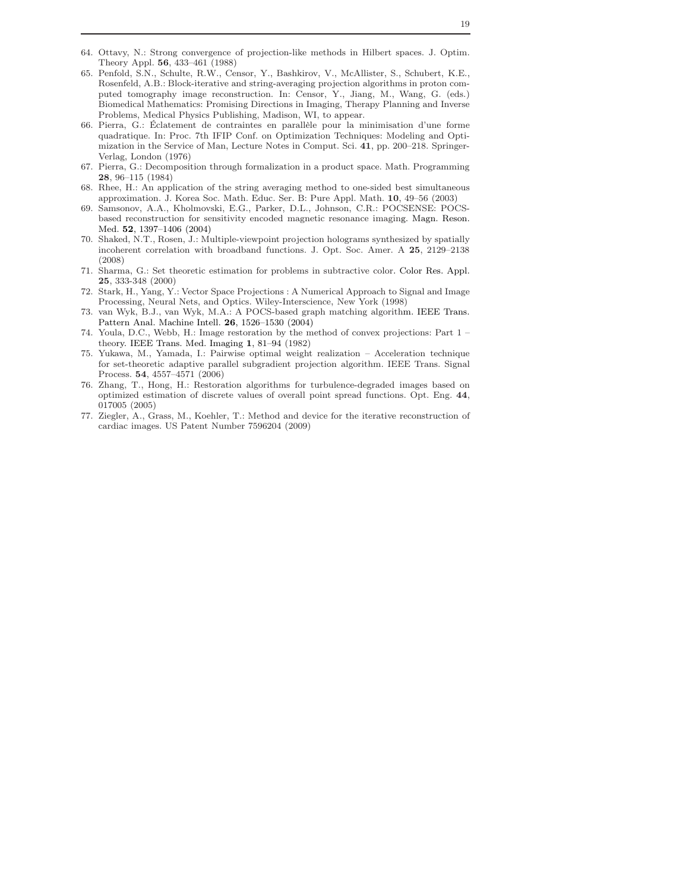64. Ottavy, N.: Strong convergence of projection-like methods in Hilbert spaces. J. Optim. Theory Appl. **56**, 433–461 (1988)
65. Penfold, S.N., Schulte, R.W., Censor, Y., Bashkirov, V., McAllister, S., Schubert, K.E., Rosenfeld, A.B.: Block-iterative and string-averaging projection algorithms in proton computed tomography image reconstruction. In: Censor, Y., Jiang, M., Wang, G. (eds.) Biomedical Mathematics: Promising Directions in Imaging, Therapy Planning and Inverse Problems, Medical Physics Publishing, Madison, WI, to appear.
66. Pierra, G.: Éclatement de contraintes en parallèle pour la minimisation d'une forme quadratique. In: Proc. 7th IFIP Conf. on Optimization Techniques: Modeling and Optimization in the Service of Man, Lecture Notes in Comput. Sci. **41**, pp. 200–218. Springer-Verlag, London (1976)
67. Pierra, G.: Decomposition through formalization in a product space. Math. Programming **28**, 96–115 (1984)
68. Rhee, H.: An application of the string averaging method to one-sided best simultaneous approximation. J. Korea Soc. Math. Educ. Ser. B: Pure Appl. Math. **10**, 49–56 (2003)
69. Samsonov, A.A., Kholmovski, E.G., Parker, D.L., Johnson, C.R.: POCSENSE: POCS-based reconstruction for sensitivity encoded magnetic resonance imaging. Magn. Reson. Med. **52**, 1397–1406 (2004)
70. Shaked, N.T., Rosen, J.: Multiple-viewpoint projection holograms synthesized by spatially incoherent correlation with broadband functions. J. Opt. Soc. Amer. A **25**, 2129–2138 (2008)
71. Sharma, G.: Set theoretic estimation for problems in subtractive color. Color Res. Appl. **25**, 333-348 (2000)
72. Stark, H., Yang, Y.: Vector Space Projections : A Numerical Approach to Signal and Image Processing, Neural Nets, and Optics. Wiley-Interscience, New York (1998)
73. van Wyk, B.J., van Wyk, M.A.: A POCS-based graph matching algorithm. IEEE Trans. Pattern Anal. Machine Intell. **26**, 1526–1530 (2004)
74. Youla, D.C., Webb, H.: Image restoration by the method of convex projections: Part 1 – theory. IEEE Trans. Med. Imaging **1**, 81–94 (1982)
75. Yukawa, M., Yamada, I.: Pairwise optimal weight realization – Acceleration technique for set-theoretic adaptive parallel subgradient projection algorithm. IEEE Trans. Signal Process. **54**, 4557–4571 (2006)
76. Zhang, T., Hong, H.: Restoration algorithms for turbulence-degraded images based on optimized estimation of discrete values of overall point spread functions. Opt. Eng. **44**, 017005 (2005)
77. Ziegler, A., Grass, M., Koehler, T.: Method and device for the iterative reconstruction of cardiac images. US Patent Number 7596204 (2009)